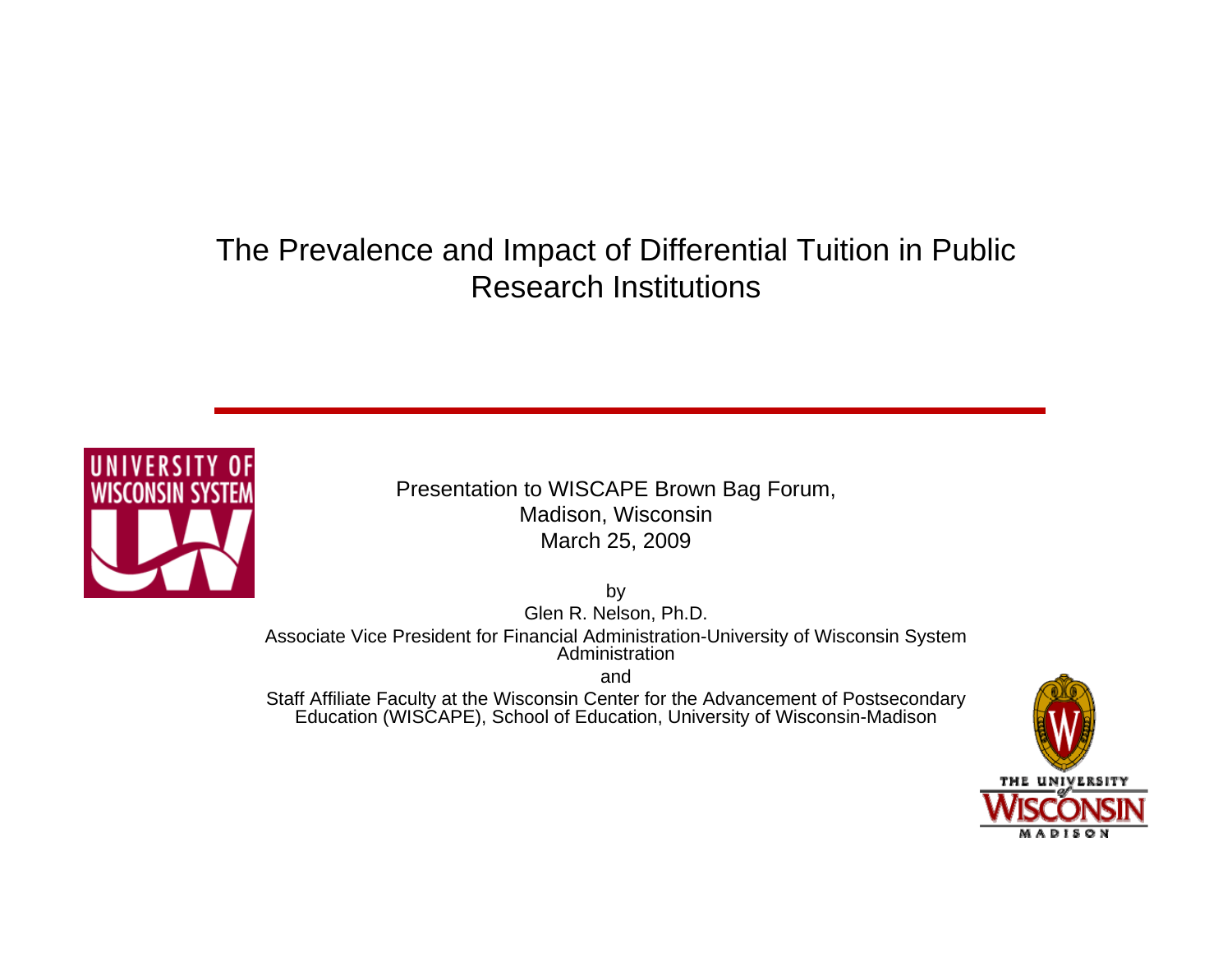# The Prevalence and Impact of Differential Tuition in Public Research Institutions

Presentation to WISCAPE Brown Bag Forum,
Madison, Wisconsin
March 25, 2009

by

Glen R. Nelson, Ph.D.

Associate Vice President for Financial Administration-University of Wisconsin System Administration

and

Staff Affiliate Faculty at the Wisconsin Center for the Advancement of Postsecondary Education (WISCAPE), School of Education, University of Wisconsin-Madison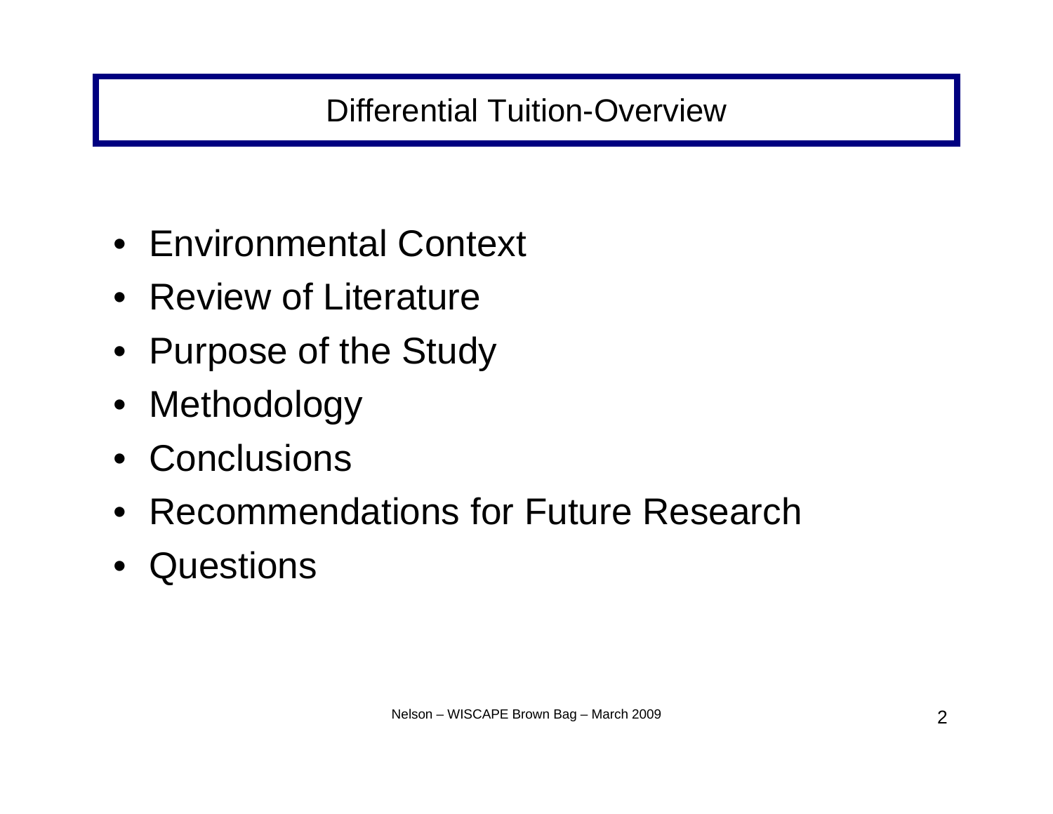# Differential Tuition-Overview

- Environmental Context
- Review of Literature
- Purpose of the Study
- Methodology
- Conclusions
- Recommendations for Future Research
- Questions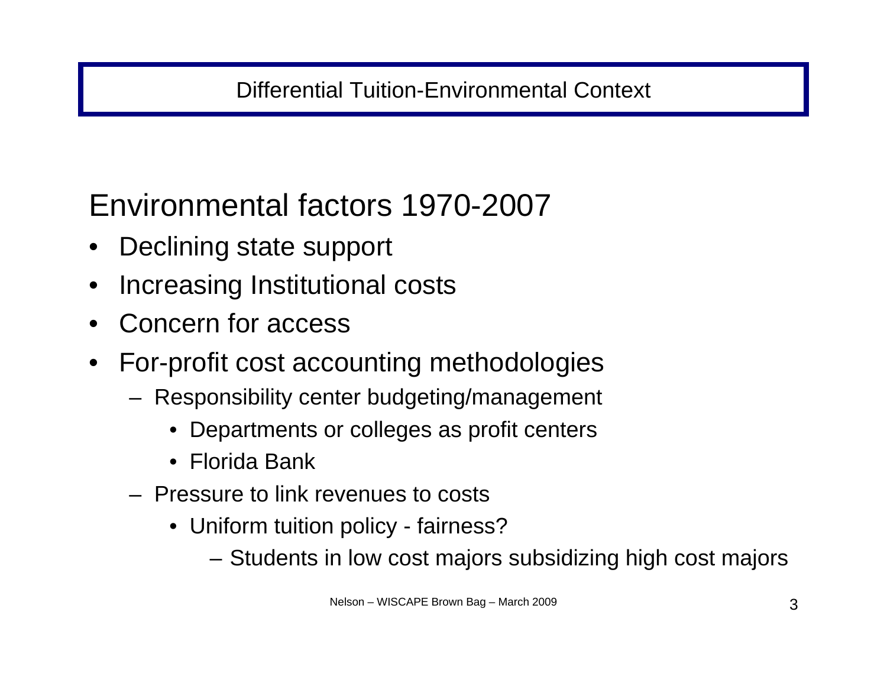# Differential Tuition-Environmental Context

## Environmental factors 1970-2007

- Declining state support
- Increasing Institutional costs
- Concern for access
- For-profit cost accounting methodologies
  - Responsibility center budgeting/management
    - Departments or colleges as profit centers
    - Florida Bank
  - Pressure to link revenues to costs
    - Uniform tuition policy - fairness?
      - Students in low cost majors subsidizing high cost majors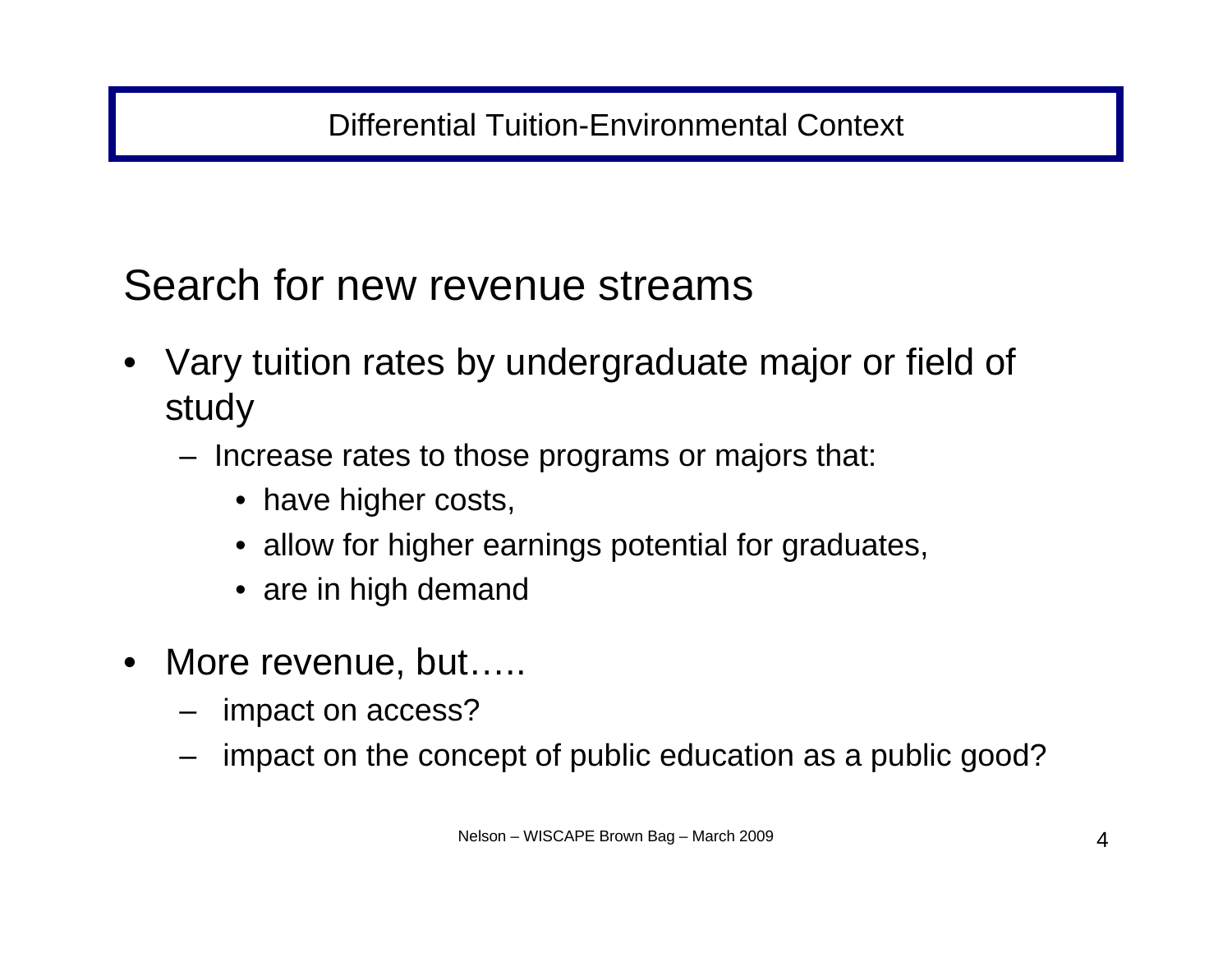# Differential Tuition-Environmental Context

## Search for new revenue streams

- Vary tuition rates by undergraduate major or field of study
  - Increase rates to those programs or majors that:
    - have higher costs,
    - allow for higher earnings potential for graduates,
    - are in high demand
- More revenue, but…..
  - impact on access?
  - impact on the concept of public education as a public good?

Nelson – WISCAPE Brown Bag – March 2009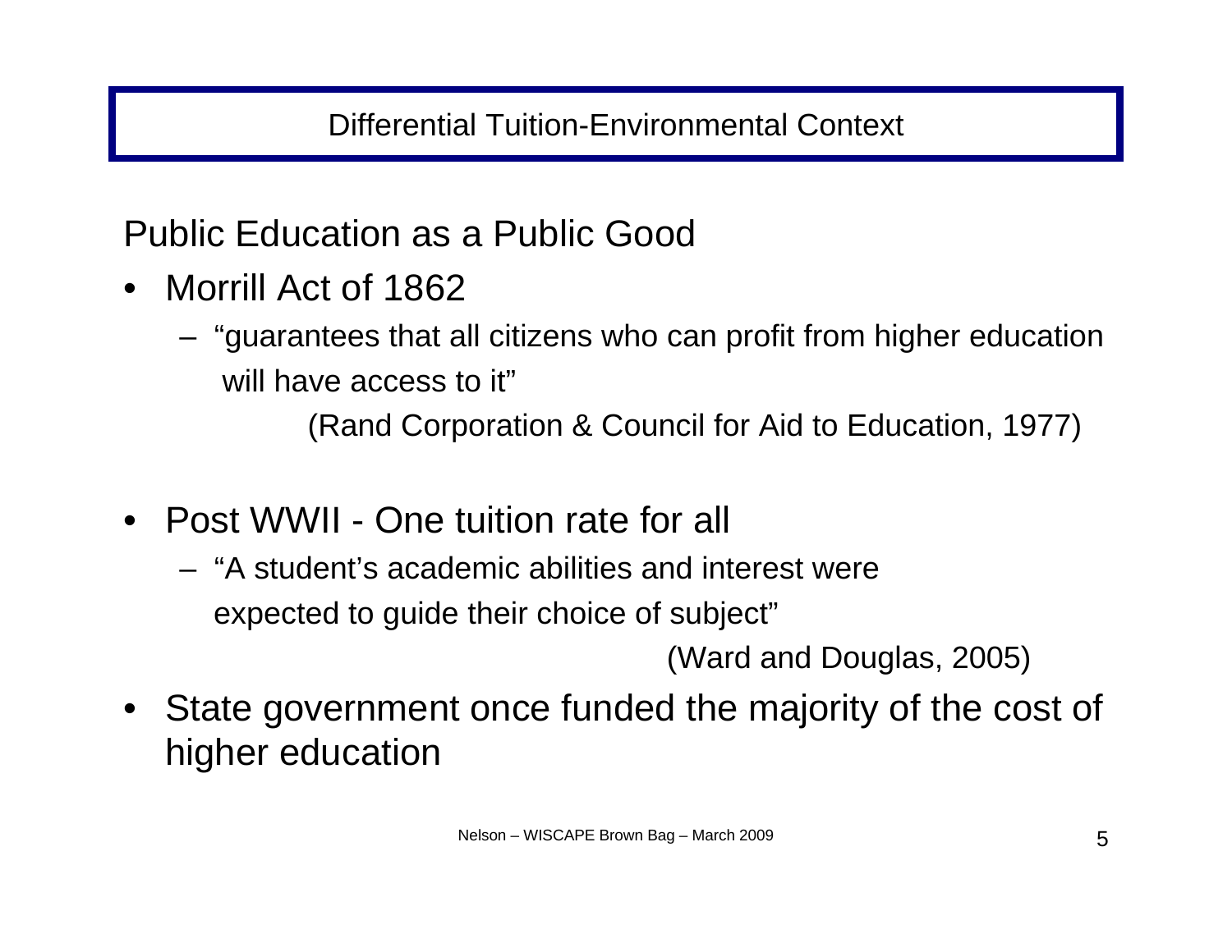# Differential Tuition-Environmental Context

## Public Education as a Public Good

- Morrill Act of 1862
  - "guarantees that all citizens who can profit from higher education will have access to it"

    (Rand Corporation & Council for Aid to Education, 1977)

- Post WWII - One tuition rate for all
  - "A student's academic abilities and interest were expected to guide their choice of subject"

    (Ward and Douglas, 2005)

- State government once funded the majority of the cost of higher education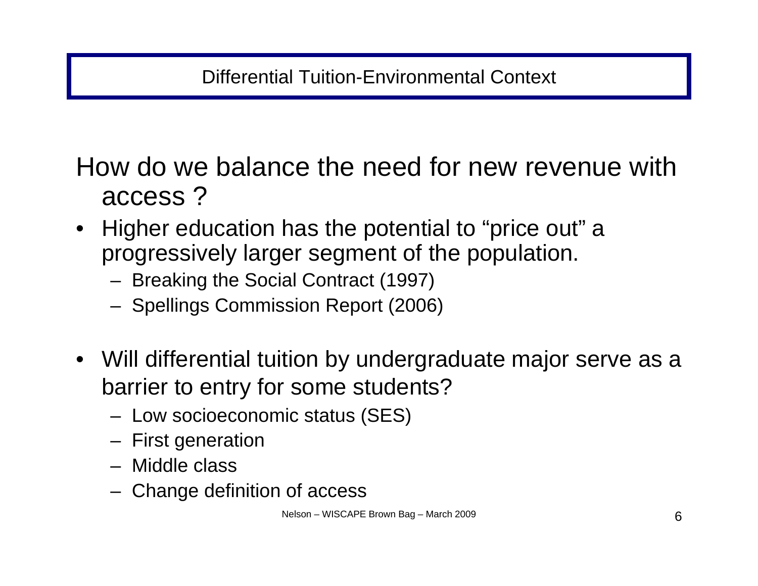## Differential Tuition-Environmental Context

How do we balance the need for new revenue with access ?

- Higher education has the potential to "price out" a progressively larger segment of the population.
  - Breaking the Social Contract (1997)
  - Spellings Commission Report (2006)
- Will differential tuition by undergraduate major serve as a barrier to entry for some students?
  - Low socioeconomic status (SES)
  - First generation
  - Middle class
  - Change definition of access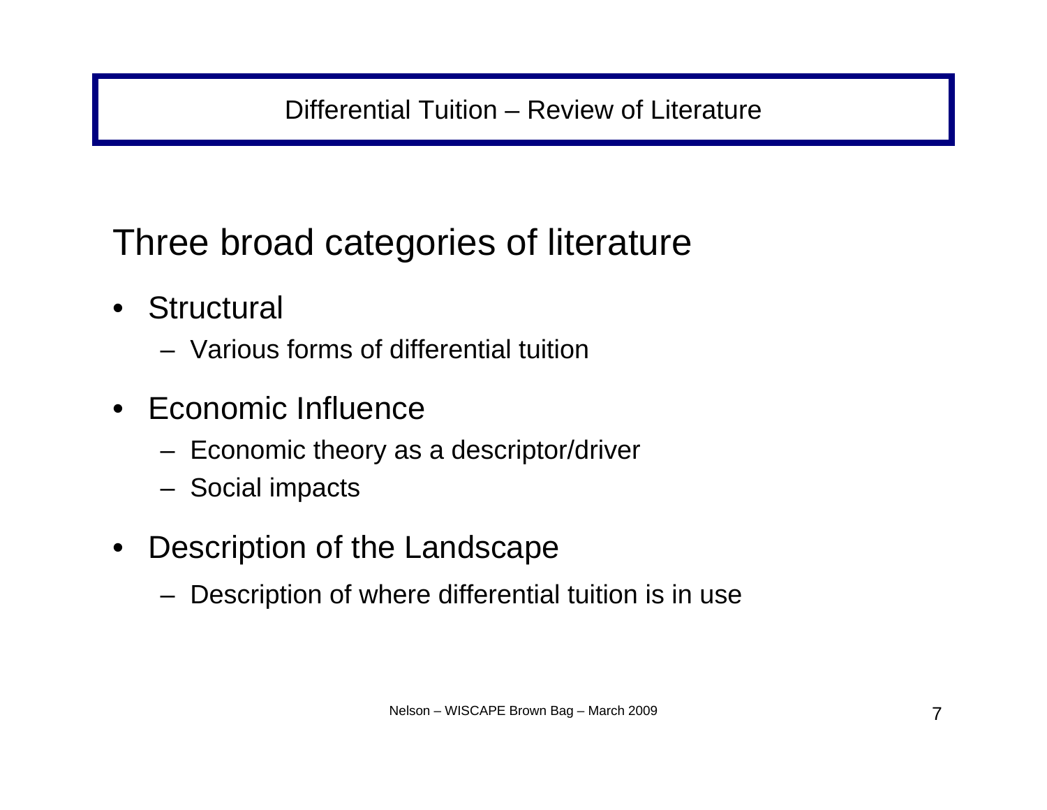# Differential Tuition – Review of Literature

## Three broad categories of literature

- Structural
  - Various forms of differential tuition
- Economic Influence
  - Economic theory as a descriptor/driver
  - Social impacts
- Description of the Landscape
  - Description of where differential tuition is in use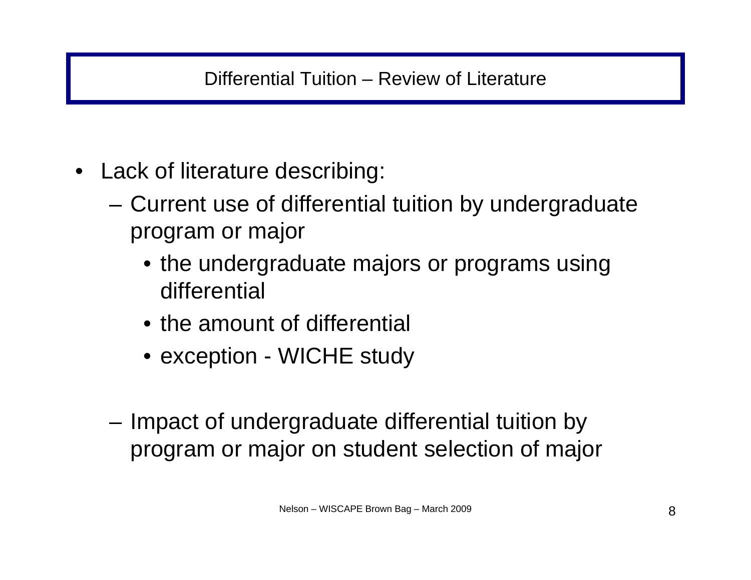# Differential Tuition – Review of Literature

- Lack of literature describing:
  - Current use of differential tuition by undergraduate program or major
    - the undergraduate majors or programs using differential
    - the amount of differential
    - exception - WICHE study
  - Impact of undergraduate differential tuition by program or major on student selection of major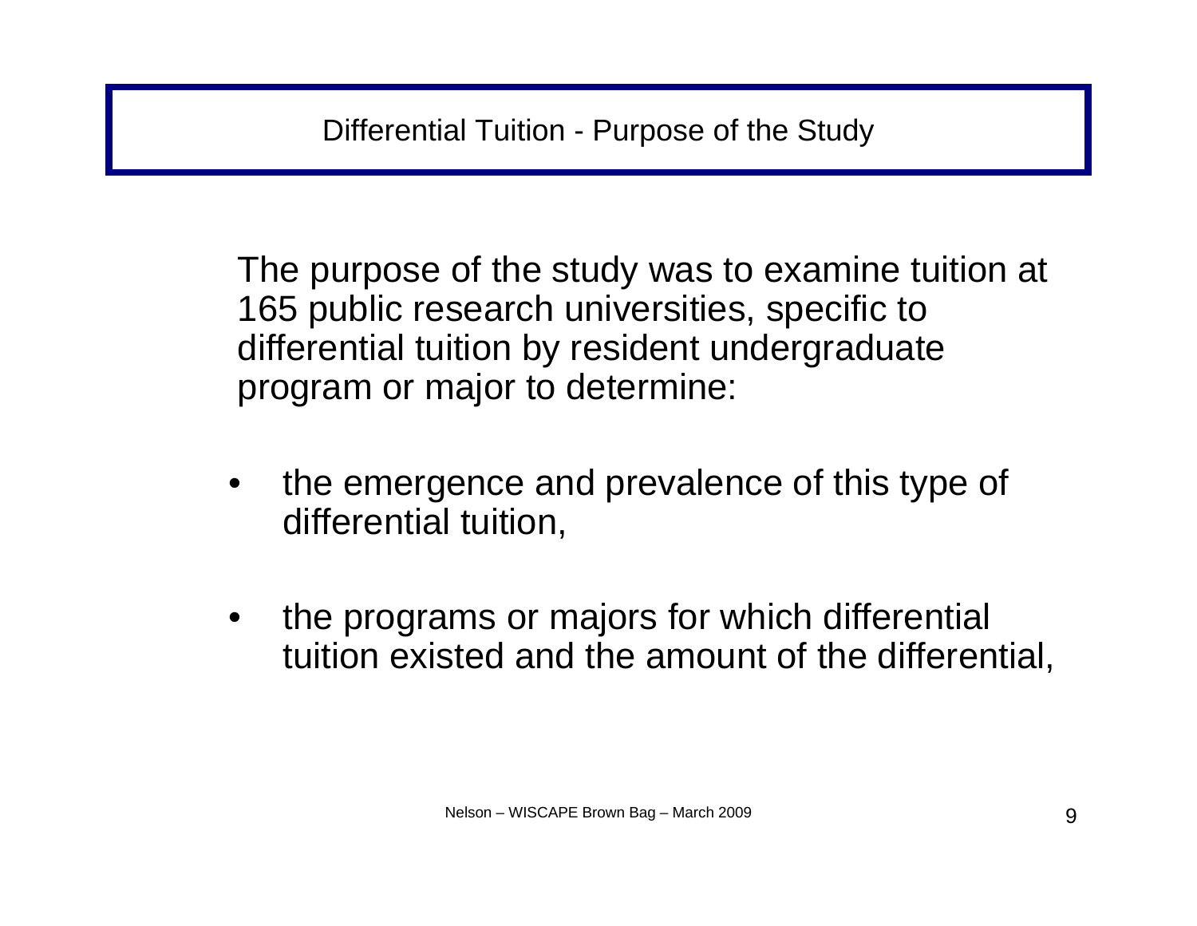# Differential Tuition - Purpose of the Study

The purpose of the study was to examine tuition at 165 public research universities, specific to differential tuition by resident undergraduate program or major to determine:

- the emergence and prevalence of this type of differential tuition,
- the programs or majors for which differential tuition existed and the amount of the differential,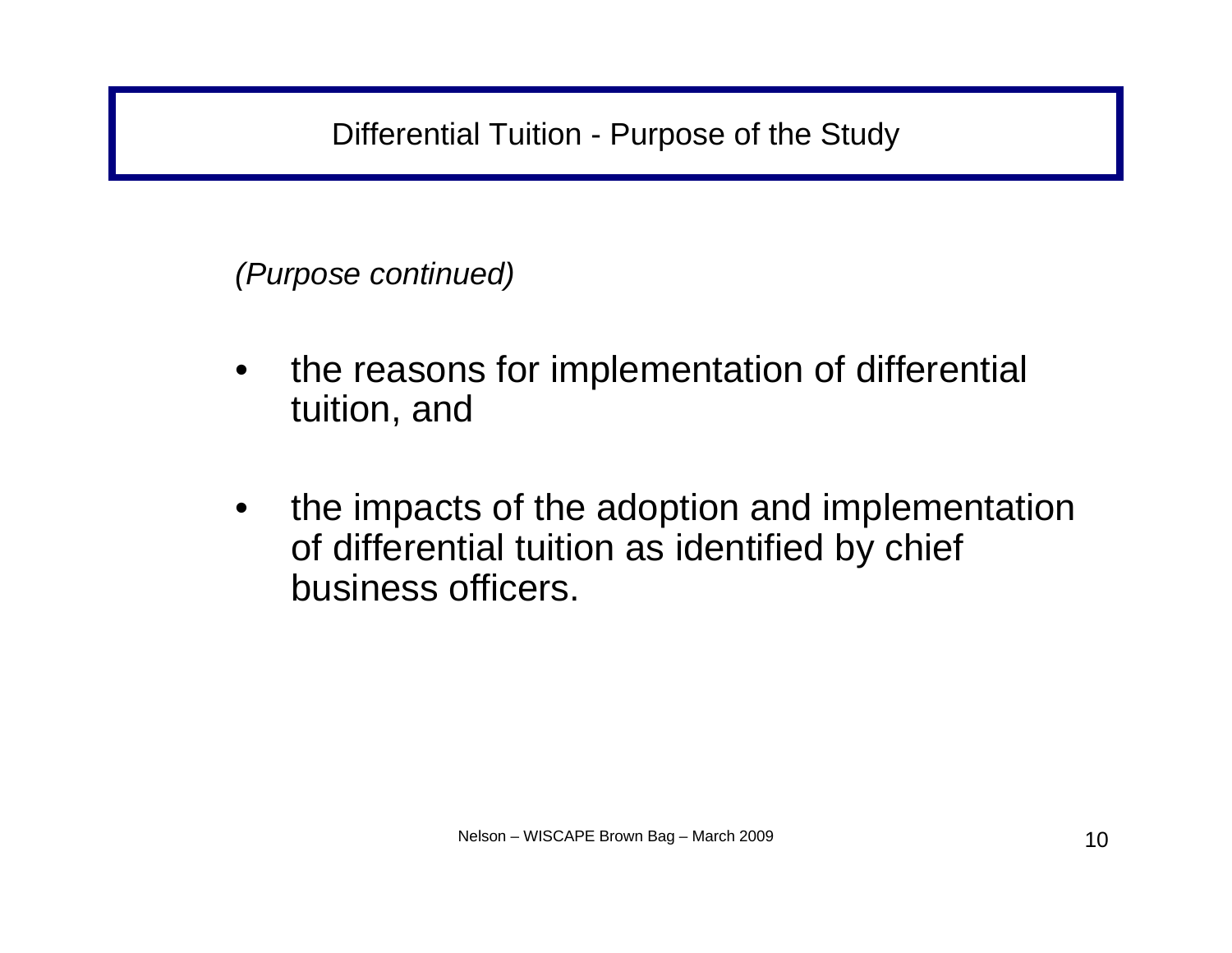# Differential Tuition - Purpose of the Study

*(Purpose continued)*

- the reasons for implementation of differential tuition, and
- the impacts of the adoption and implementation of differential tuition as identified by chief business officers.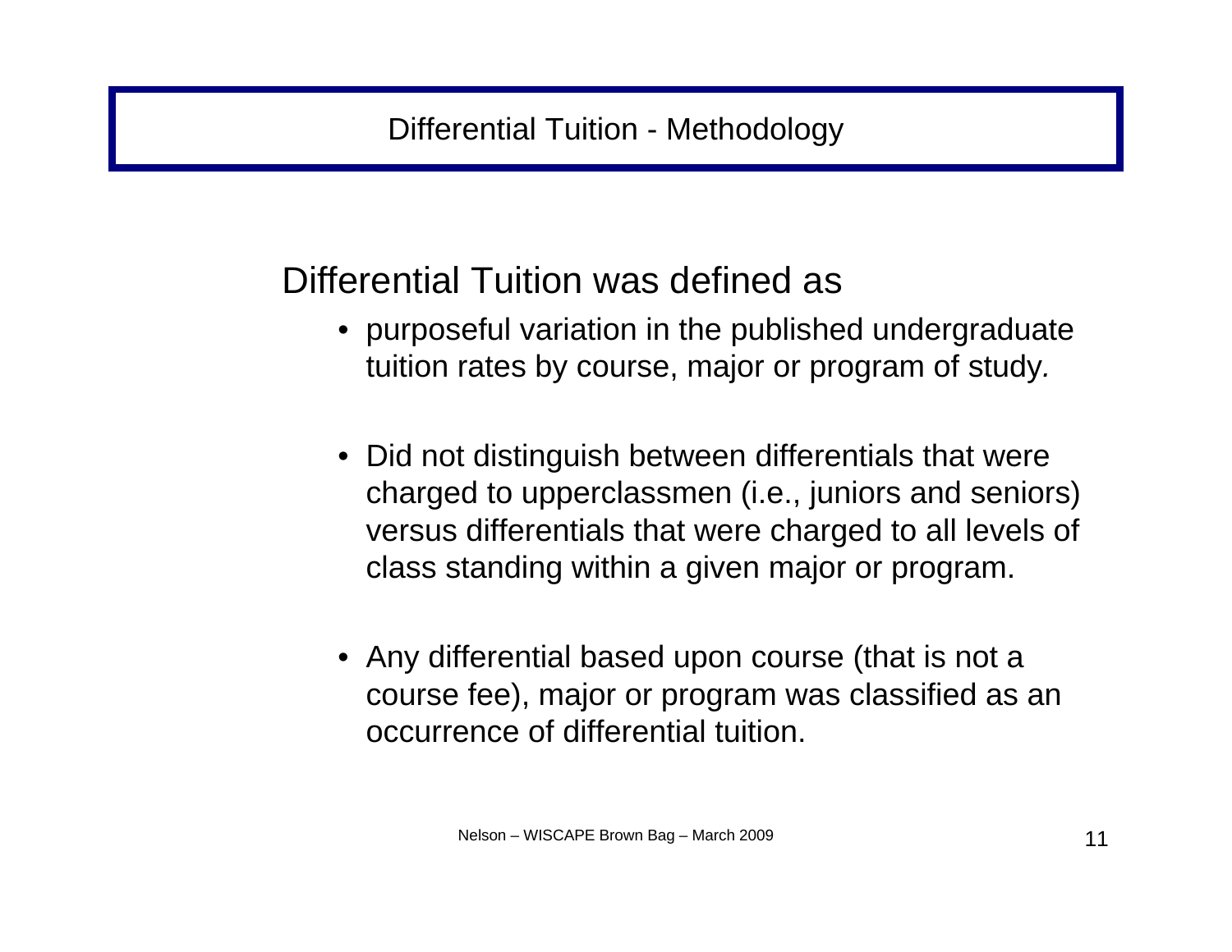# Differential Tuition - Methodology

Differential Tuition was defined as

- purposeful variation in the published undergraduate tuition rates by course, major or program of study.
- Did not distinguish between differentials that were charged to upperclassmen (i.e., juniors and seniors) versus differentials that were charged to all levels of class standing within a given major or program.
- Any differential based upon course (that is not a course fee), major or program was classified as an occurrence of differential tuition.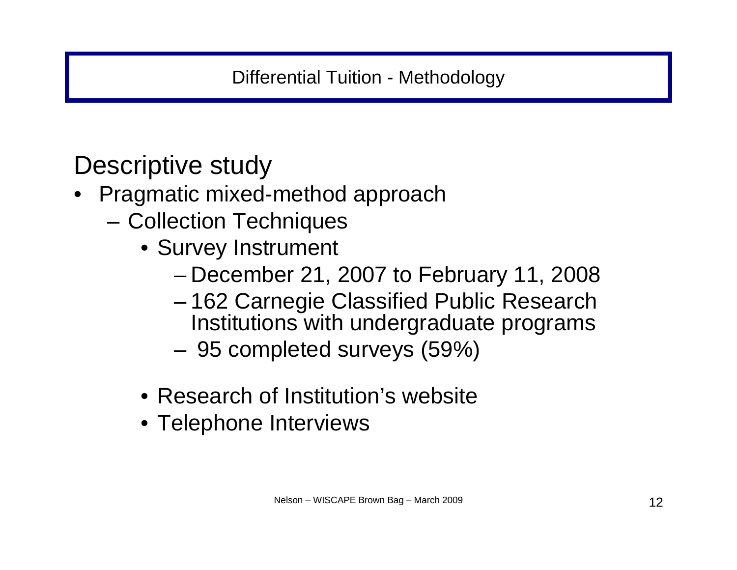# Differential Tuition - Methodology

## Descriptive study

- Pragmatic mixed-method approach
  - Collection Techniques
    - Survey Instrument
      - December 21, 2007 to February 11, 2008
      - 162 Carnegie Classified Public Research Institutions with undergraduate programs
      - 95 completed surveys (59%)
    - Research of Institution's website
    - Telephone Interviews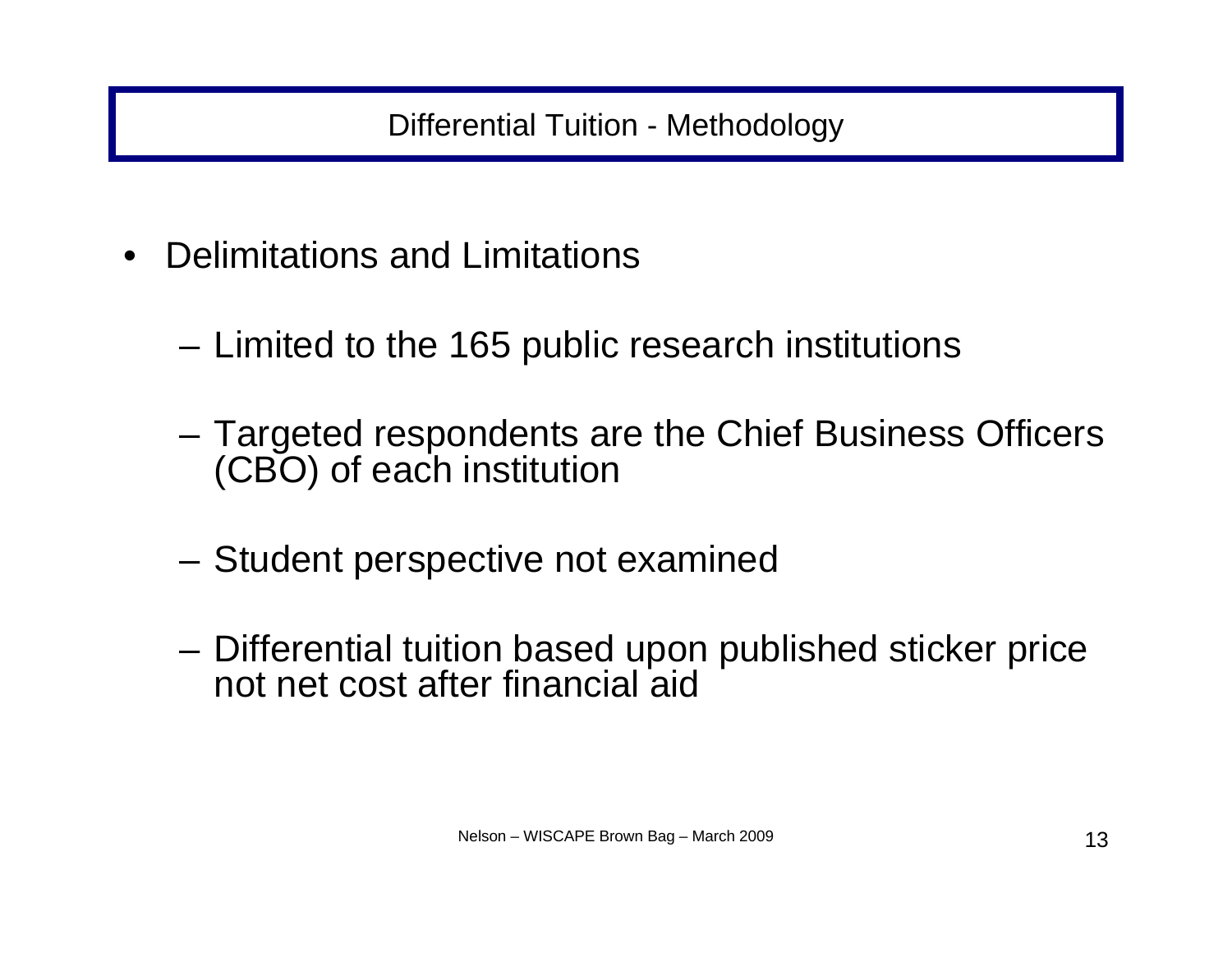# Differential Tuition - Methodology

- Delimitations and Limitations
  - Limited to the 165 public research institutions
  - Targeted respondents are the Chief Business Officers (CBO) of each institution
  - Student perspective not examined
  - Differential tuition based upon published sticker price not net cost after financial aid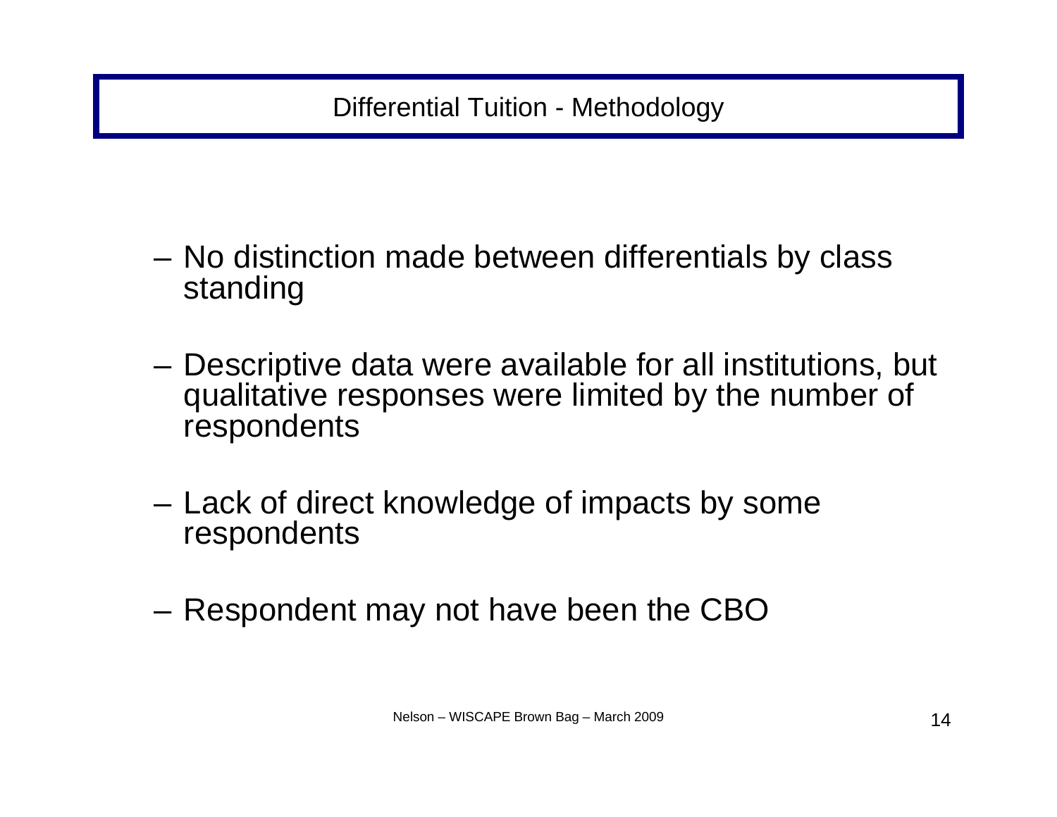# Differential Tuition - Methodology

- No distinction made between differentials by class standing
- Descriptive data were available for all institutions, but qualitative responses were limited by the number of respondents
- Lack of direct knowledge of impacts by some respondents
- Respondent may not have been the CBO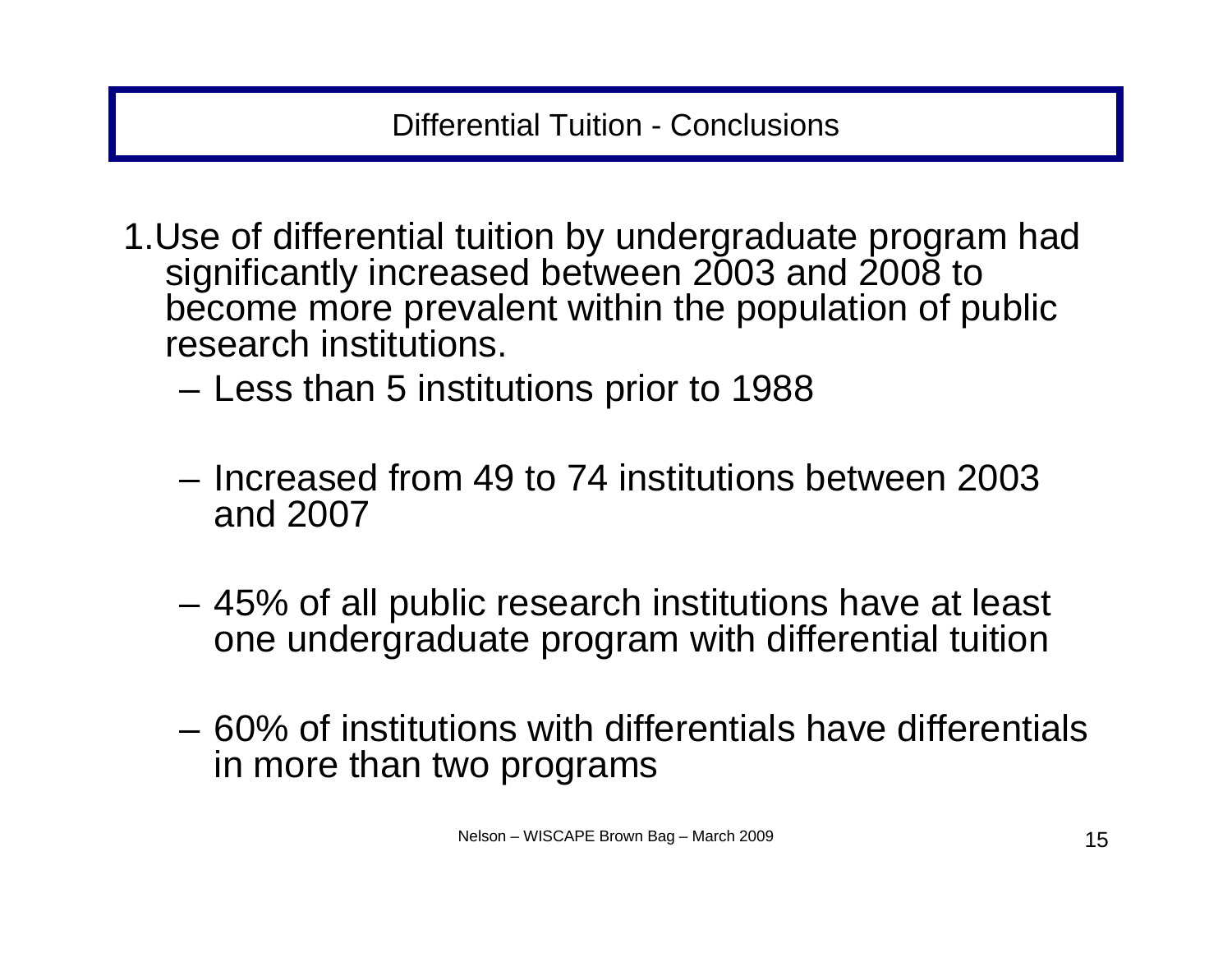# Differential Tuition - Conclusions

1. Use of differential tuition by undergraduate program had significantly increased between 2003 and 2008 to become more prevalent within the population of public research institutions.
   - Less than 5 institutions prior to 1988
   - Increased from 49 to 74 institutions between 2003 and 2007
   - 45% of all public research institutions have at least one undergraduate program with differential tuition
   - 60% of institutions with differentials have differentials in more than two programs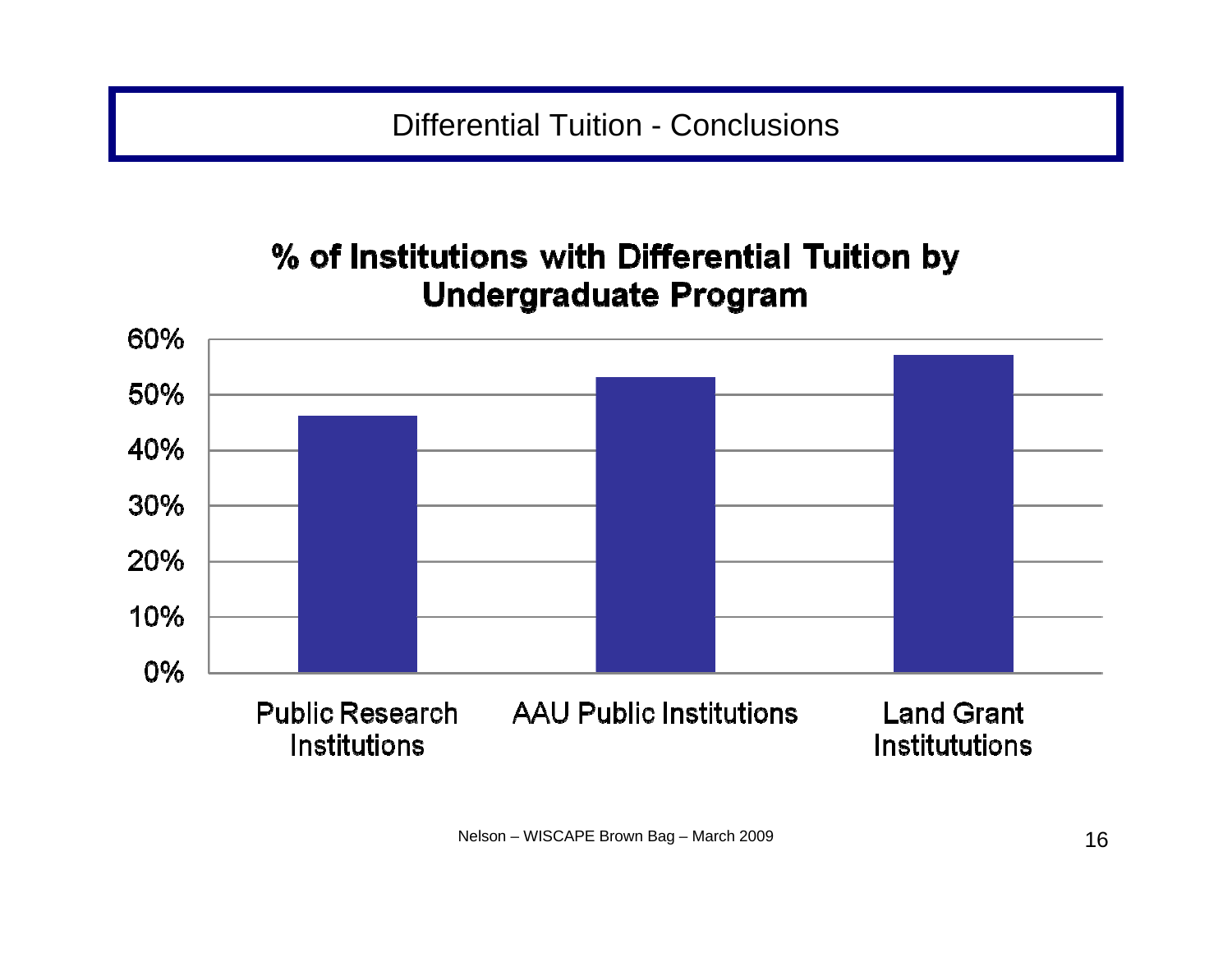# Differential Tuition - Conclusions

**% of Institutions with Differential Tuition by Undergraduate Program**

60%
50%
40%
30%
20%
10%
0%

Public Research Institutions

AAU Public Institutions

Land Grant Institututions

Nelson – WISCAPE Brown Bag – March 2009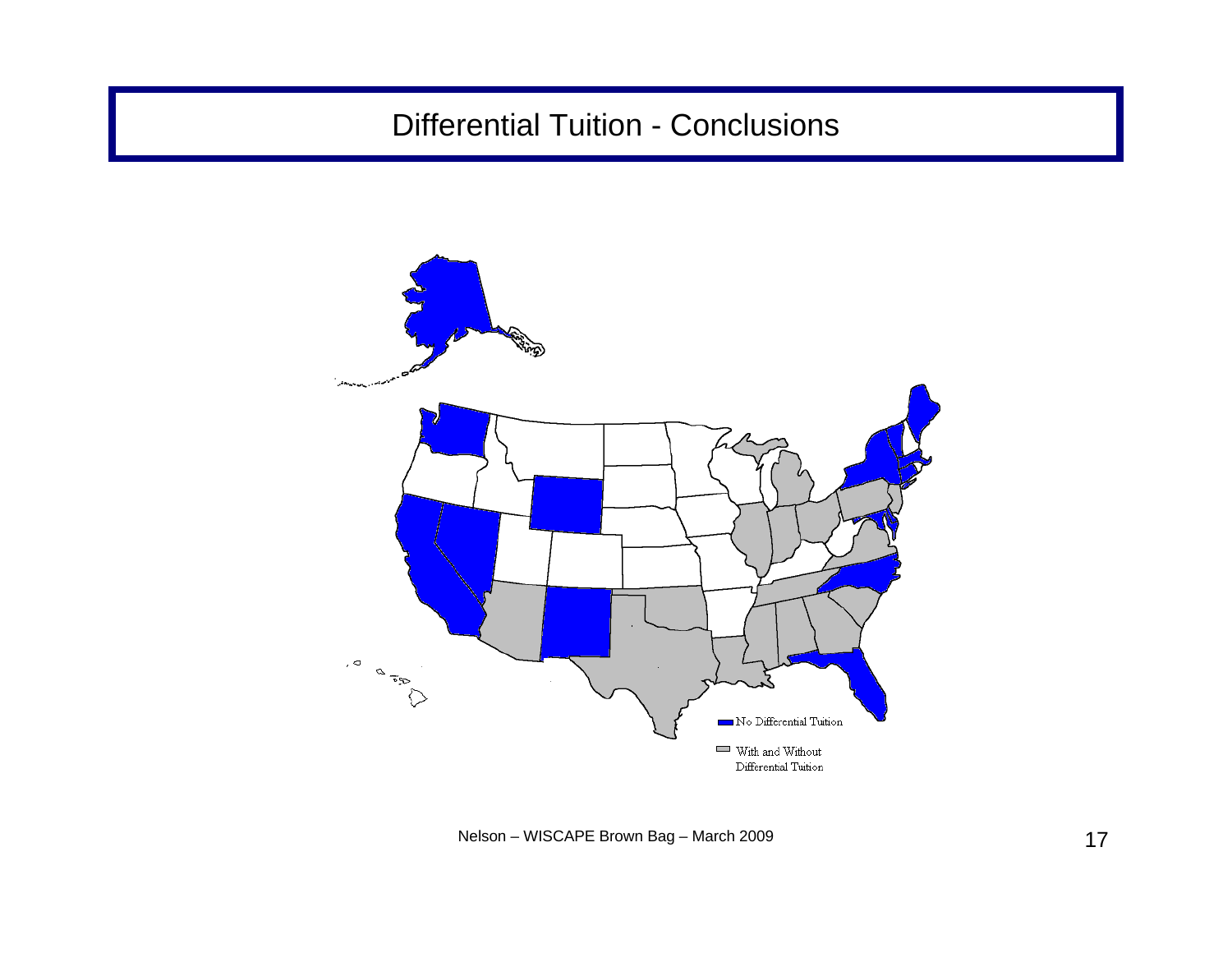# Differential Tuition - Conclusions

No Differential Tuition

With and Without Differential Tuition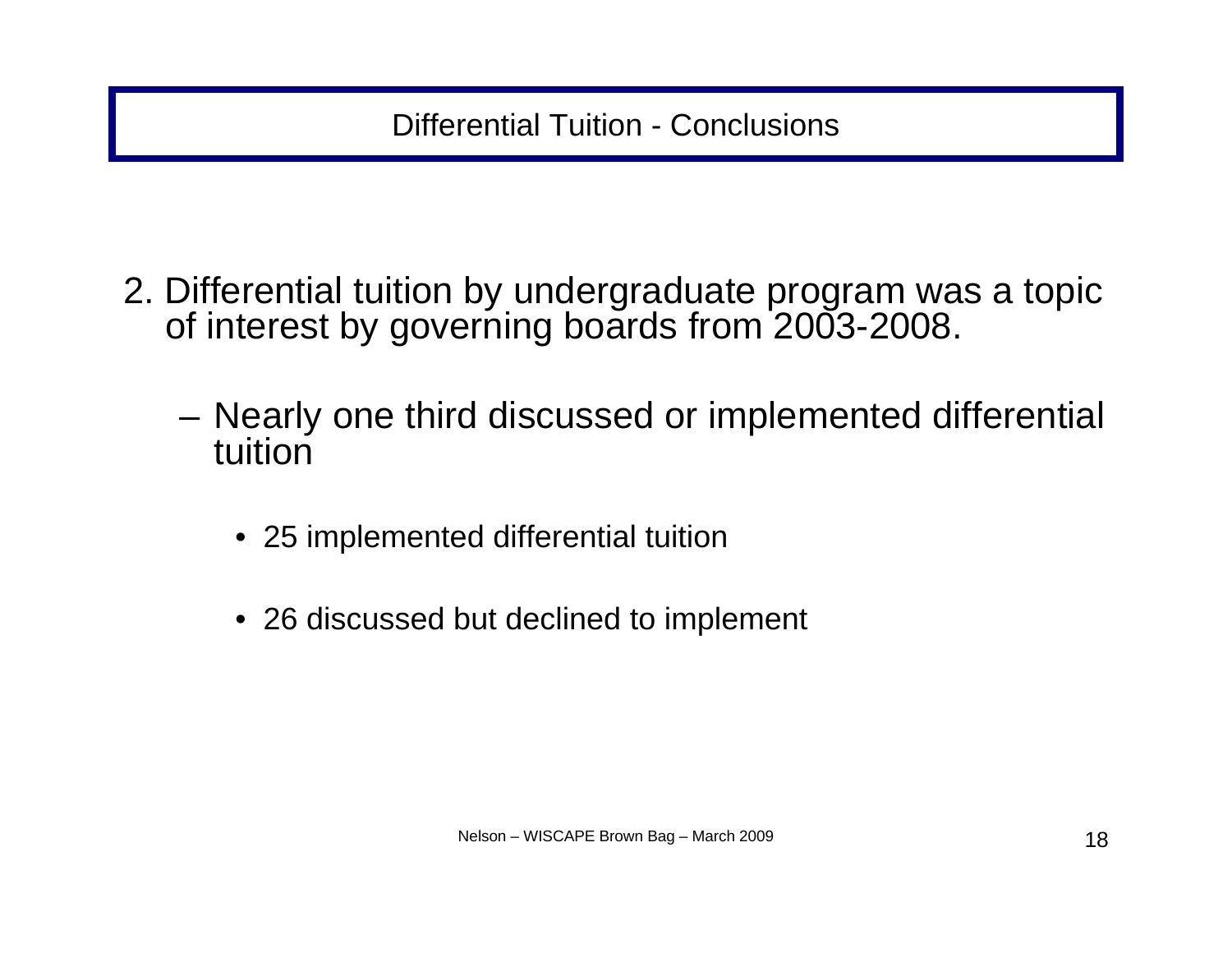## Differential Tuition - Conclusions

2. Differential tuition by undergraduate program was a topic of interest by governing boards from 2003-2008.

   – Nearly one third discussed or implemented differential tuition

     - 25 implemented differential tuition
     - 26 discussed but declined to implement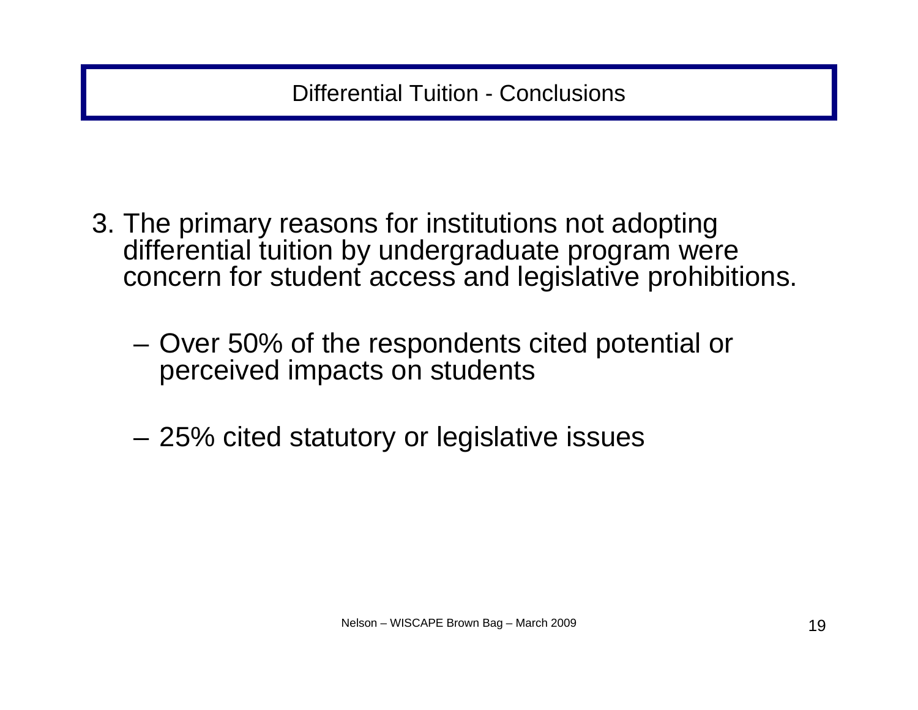# Differential Tuition - Conclusions

3. The primary reasons for institutions not adopting differential tuition by undergraduate program were concern for student access and legislative prohibitions.

   – Over 50% of the respondents cited potential or perceived impacts on students

   – 25% cited statutory or legislative issues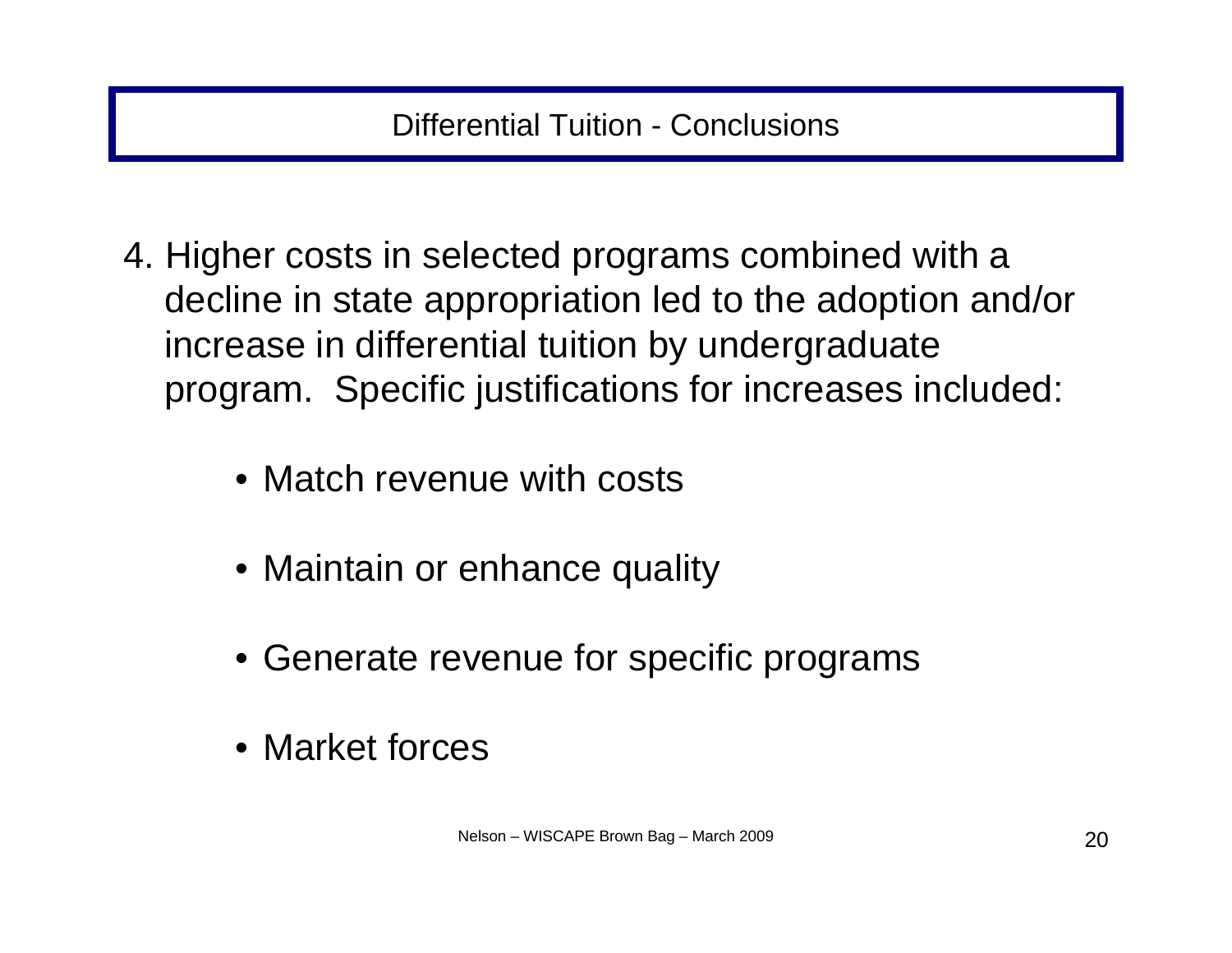# Differential Tuition - Conclusions

4. Higher costs in selected programs combined with a decline in state appropriation led to the adoption and/or increase in differential tuition by undergraduate program. Specific justifications for increases included:

    - Match revenue with costs
    - Maintain or enhance quality
    - Generate revenue for specific programs
    - Market forces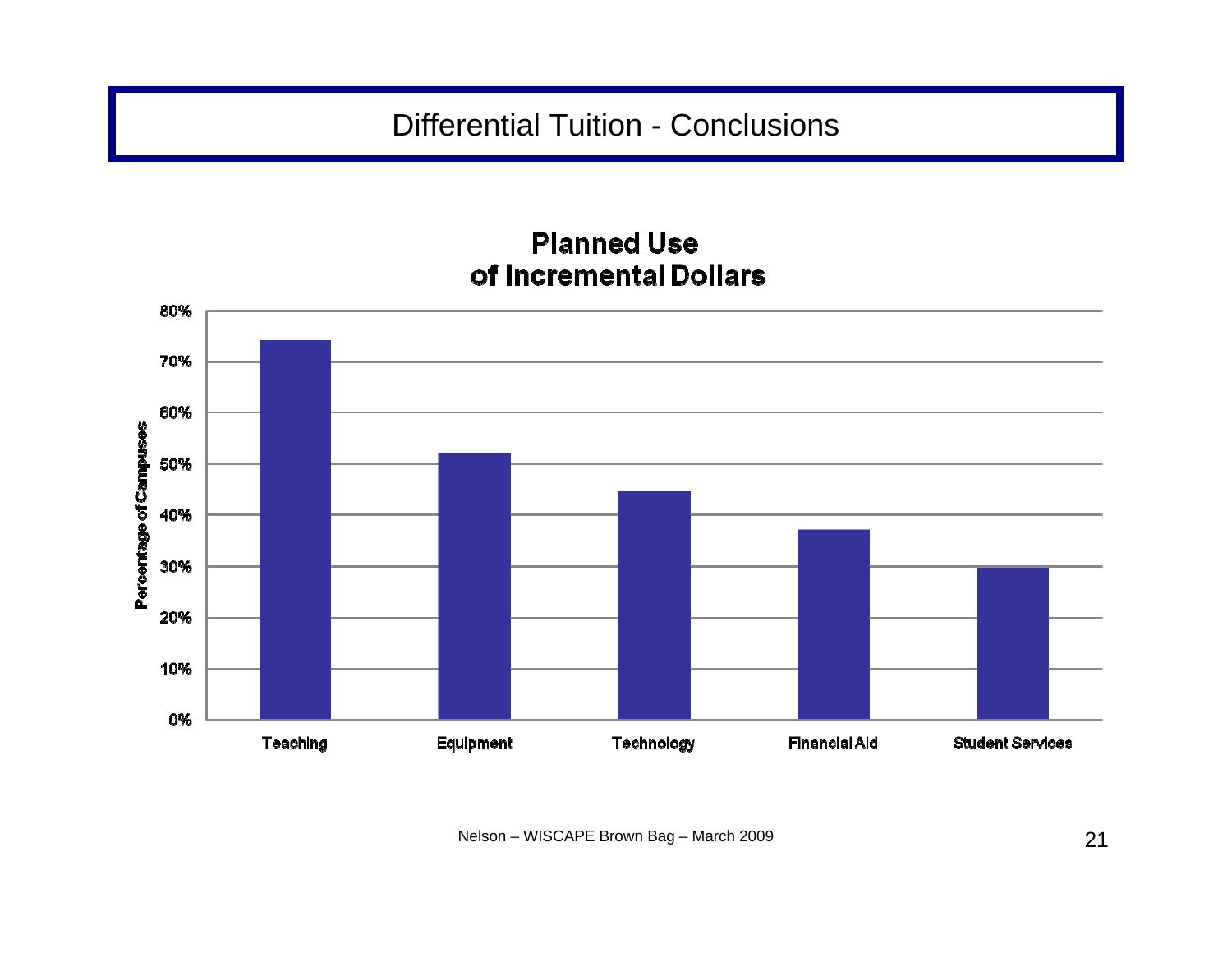# Differential Tuition - Conclusions

**Planned Use of Incremental Dollars**

Percentage of Campuses

80%
70%
60%
50%
40%
30%
20%
10%
0%

Teaching | Equipment | Technology | Financial Aid | Student Services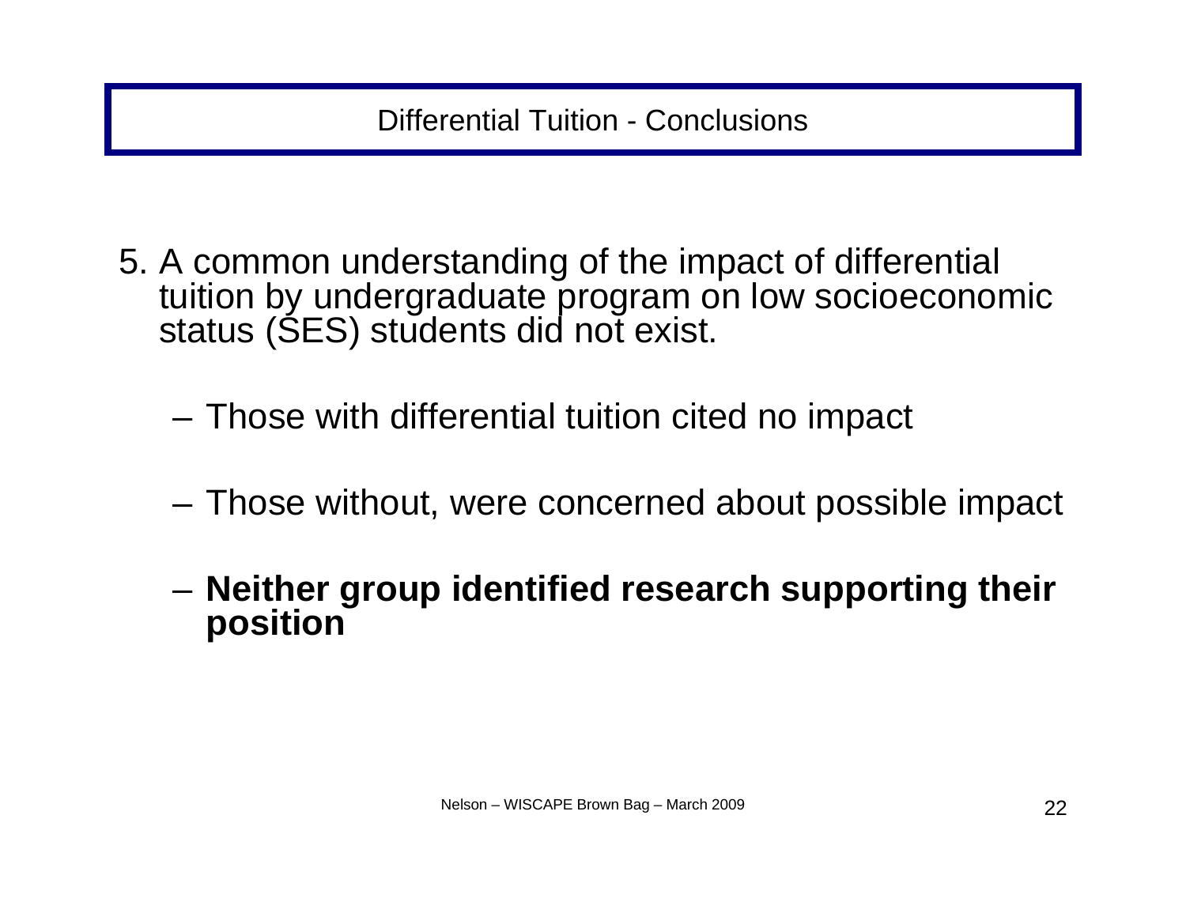# Differential Tuition - Conclusions

5. A common understanding of the impact of differential tuition by undergraduate program on low socioeconomic status (SES) students did not exist.

   - Those with differential tuition cited no impact
   - Those without, were concerned about possible impact
   - **Neither group identified research supporting their position**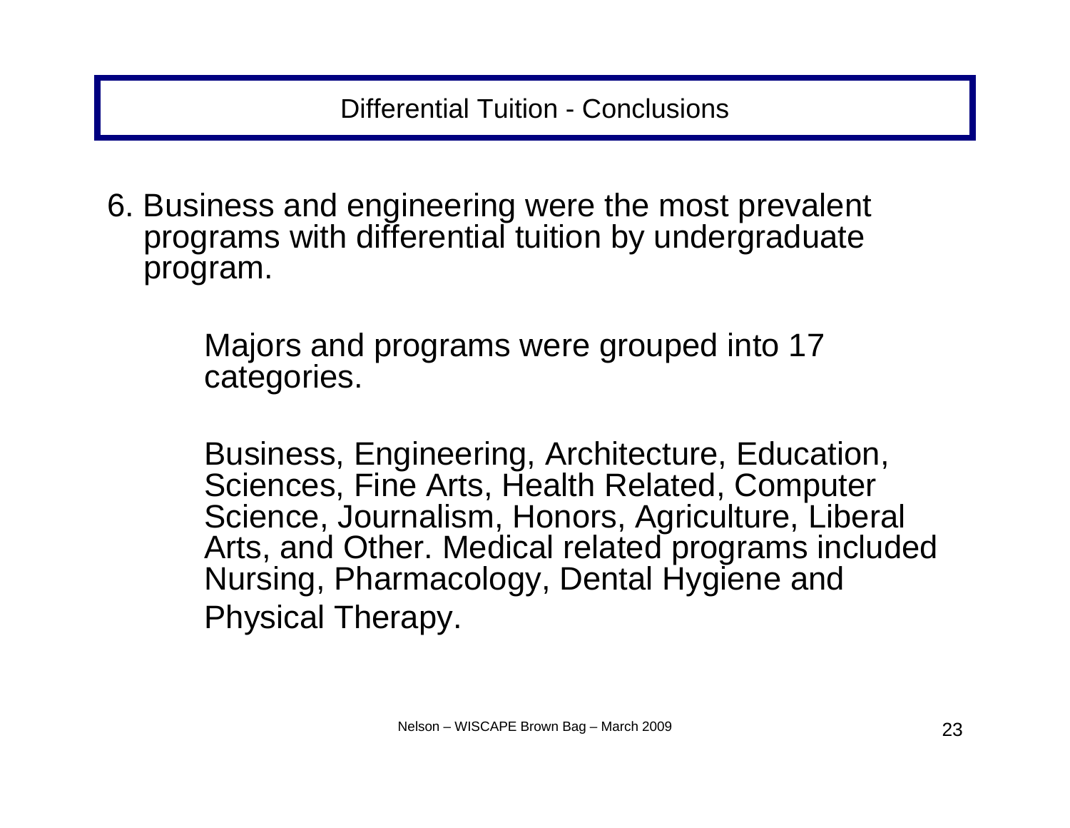# Differential Tuition - Conclusions

6. Business and engineering were the most prevalent programs with differential tuition by undergraduate program.

   Majors and programs were grouped into 17 categories.

   Business, Engineering, Architecture, Education, Sciences, Fine Arts, Health Related, Computer Science, Journalism, Honors, Agriculture, Liberal Arts, and Other. Medical related programs included Nursing, Pharmacology, Dental Hygiene and Physical Therapy.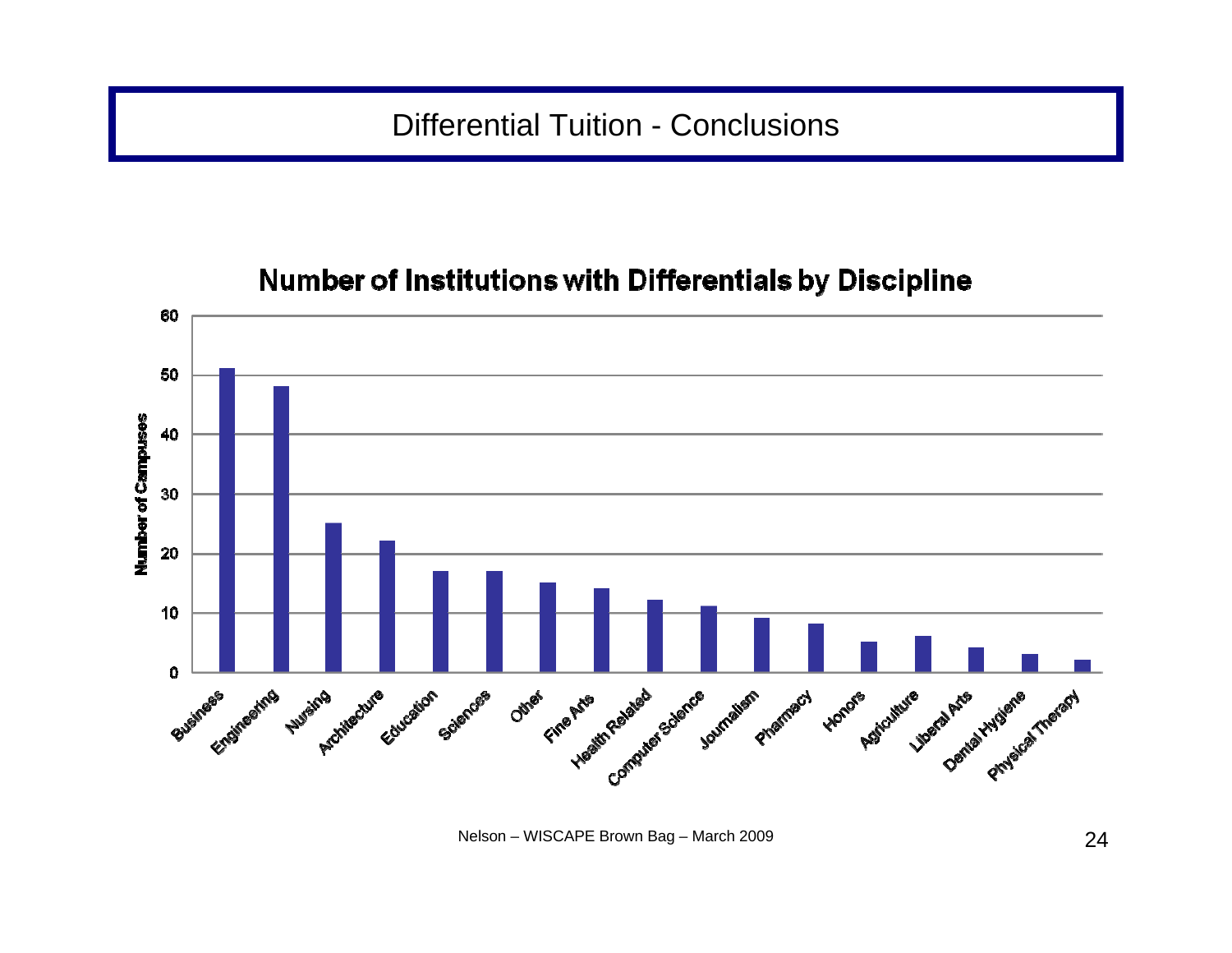# Differential Tuition - Conclusions

## Number of Institutions with Differentials by Discipline

| Discipline | Number of Campuses |
|---|---|
| Business | 51 |
| Engineering | 48 |
| Nursing | 25 |
| Architecture | 22 |
| Education | 17 |
| Sciences | 17 |
| Other | 15 |
| Fine Arts | 14 |
| Health Related | 12 |
| Computer Science | 11 |
| Journalism | 9 |
| Pharmacy | 8 |
| Honors | 5 |
| Agriculture | 6 |
| Liberal Arts | 4 |
| Dental Hygiene | 3 |
| Physical Therapy | 2 |

Nelson – WISCAPE Brown Bag – March 2009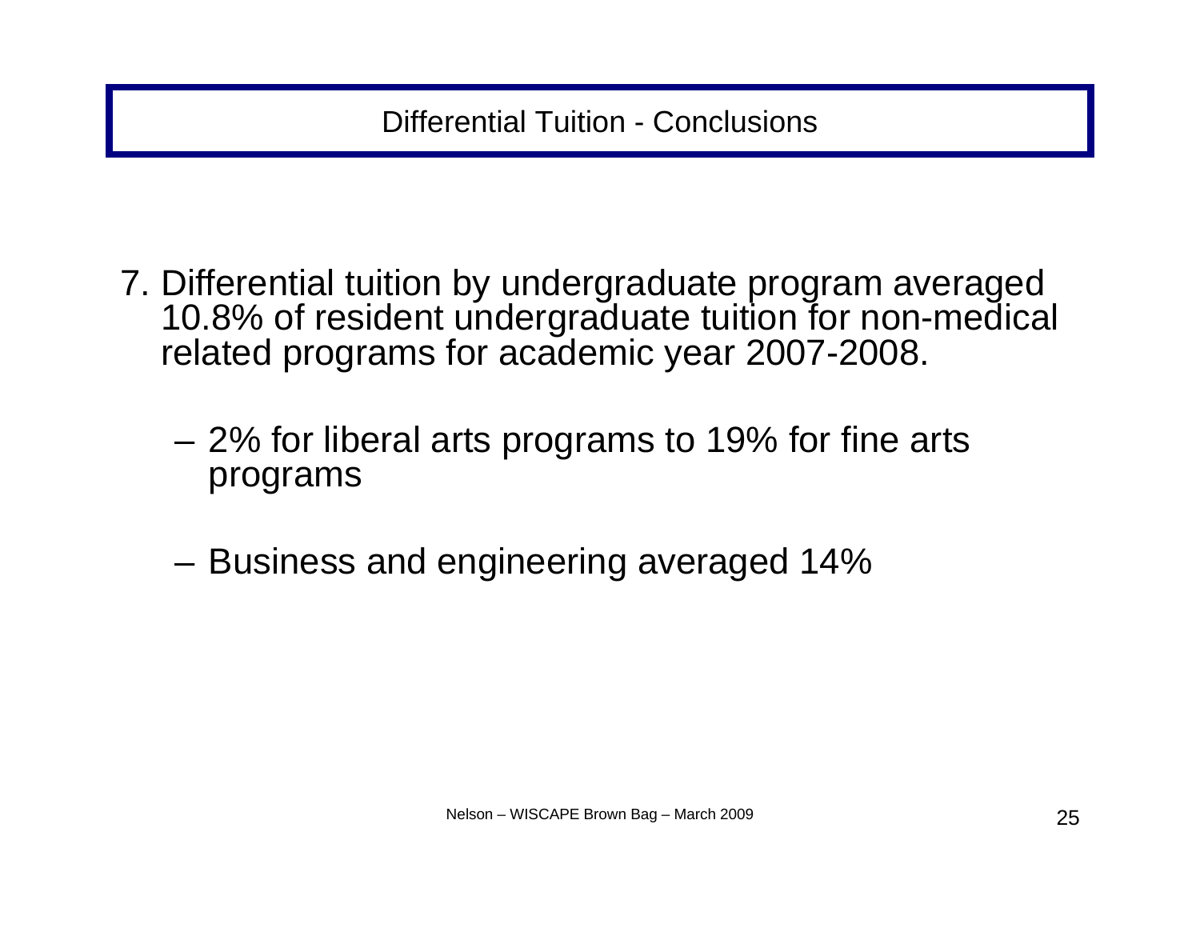# Differential Tuition - Conclusions

7. Differential tuition by undergraduate program averaged 10.8% of resident undergraduate tuition for non-medical related programs for academic year 2007-2008.

   - 2% for liberal arts programs to 19% for fine arts programs

   - Business and engineering averaged 14%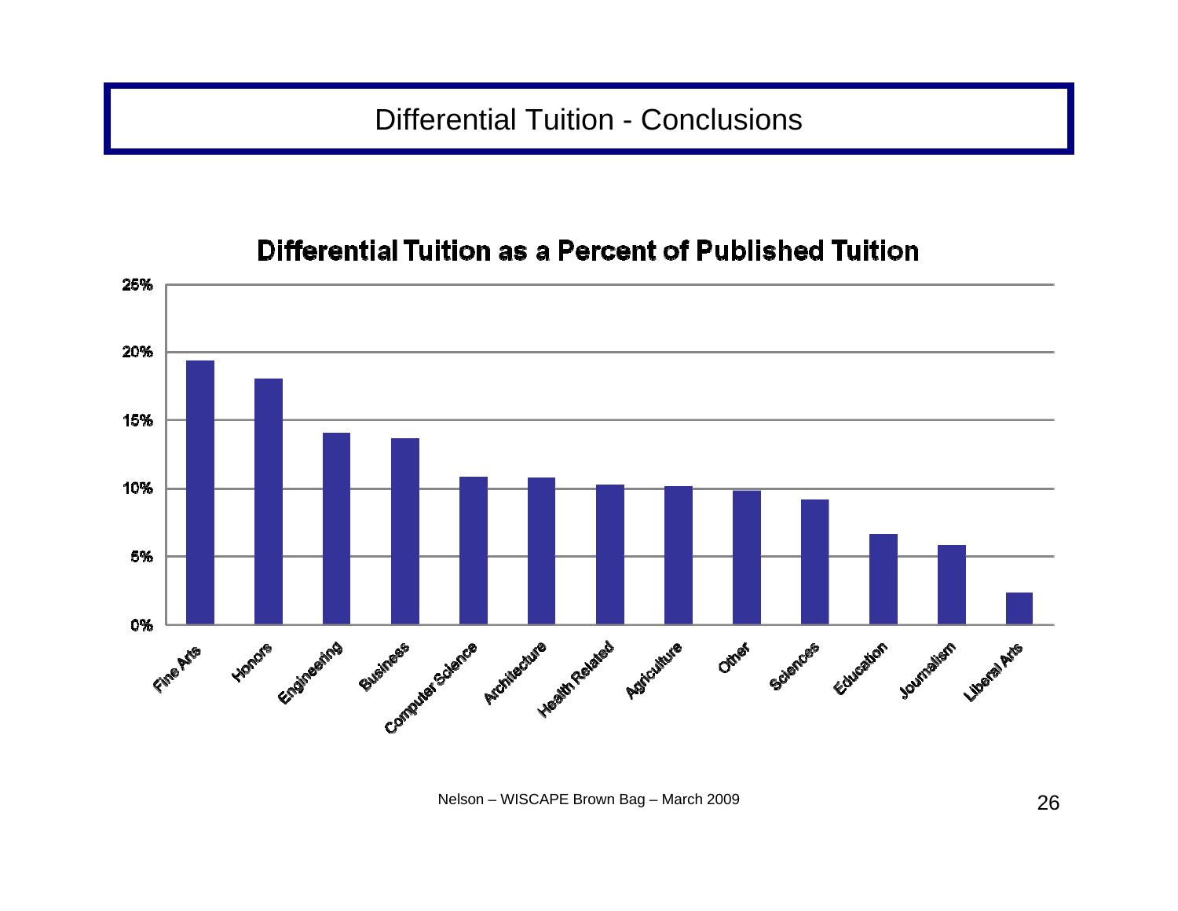# Differential Tuition - Conclusions

**Differential Tuition as a Percent of Published Tuition**

| Category | Percent (approx.) |
|---|---|
| Fine Arts | 19.4% |
| Honors | 18% |
| Engineering | 14.1% |
| Business | 13.7% |
| Computer Science | 10.9% |
| Architecture | 10.8% |
| Health Related | 10.3% |
| Agriculture | 10.2% |
| Other | 9.9% |
| Sciences | 9.2% |
| Education | 6.7% |
| Journalism | 5.9% |
| Liberal Arts | 2.4% |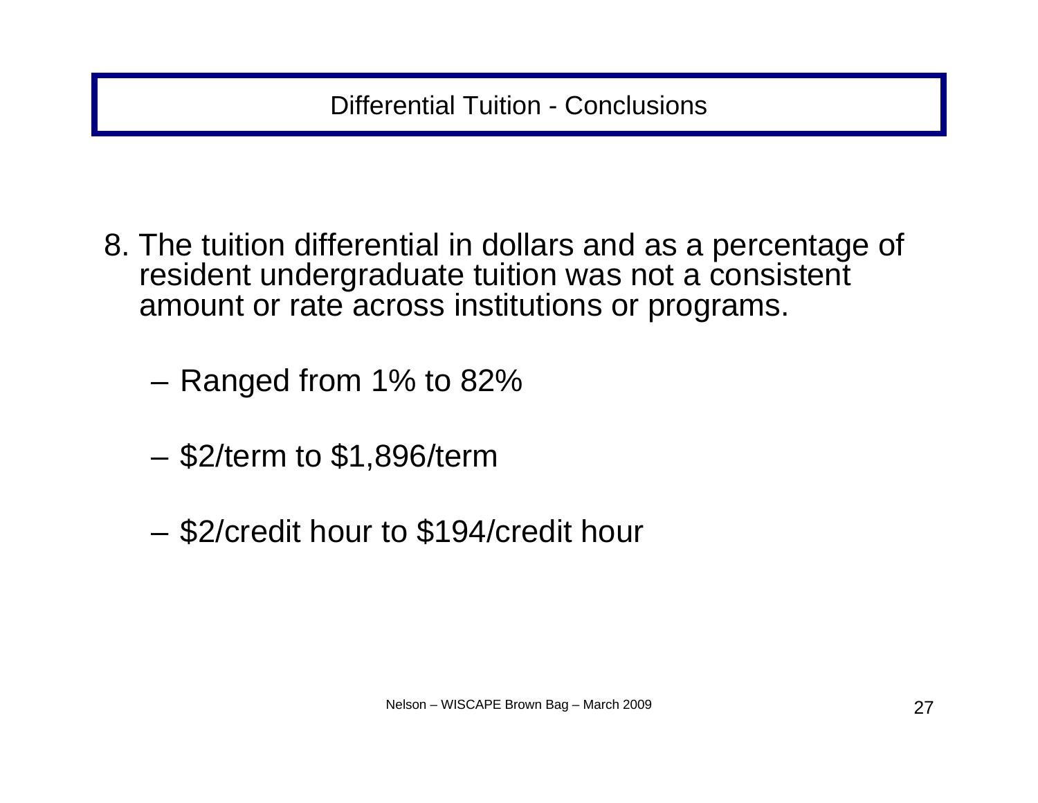# Differential Tuition - Conclusions

8. The tuition differential in dollars and as a percentage of resident undergraduate tuition was not a consistent amount or rate across institutions or programs.

   – Ranged from 1% to 82%

   – $2/term to $1,896/term

   – $2/credit hour to $194/credit hour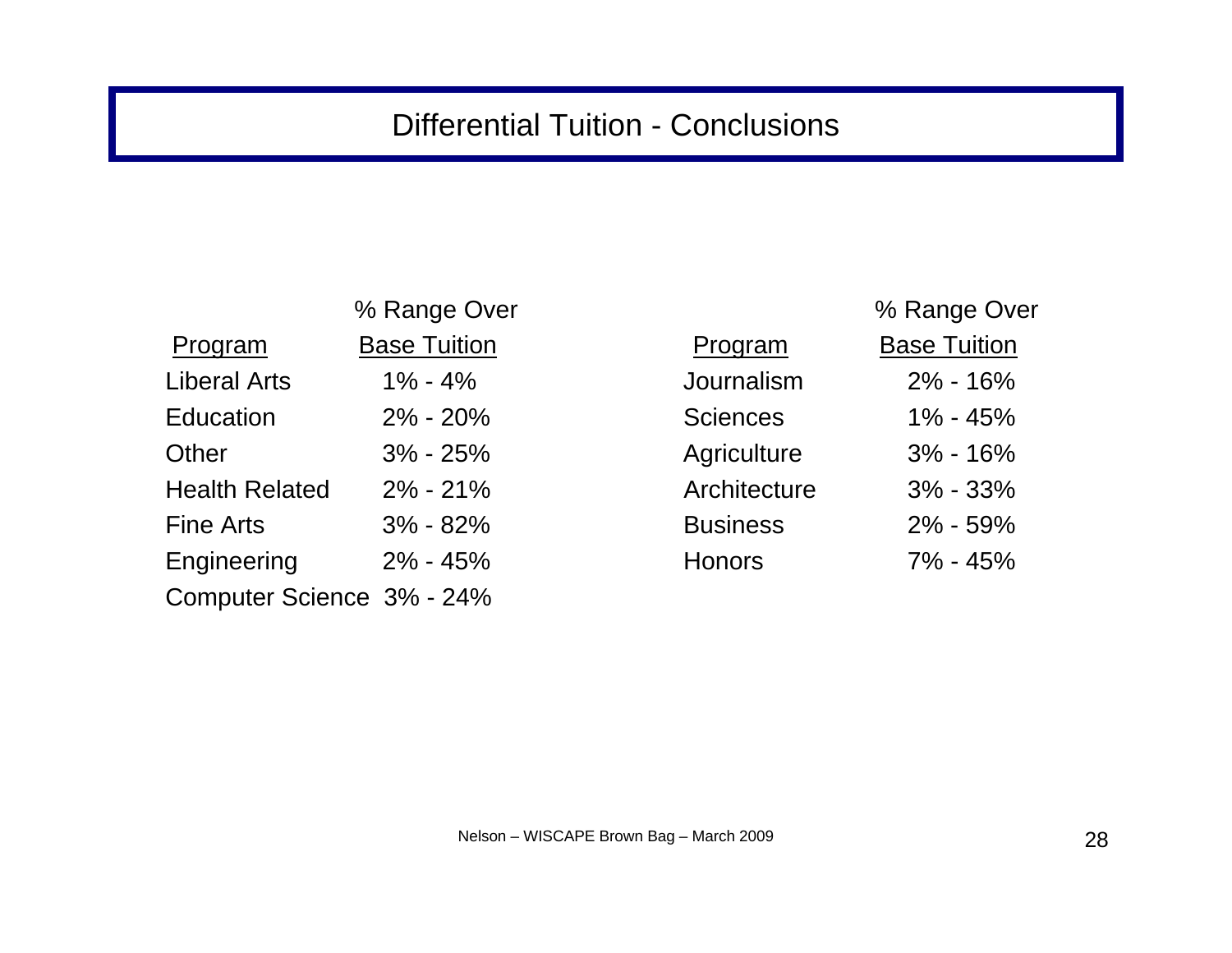# Differential Tuition - Conclusions

| Program | % Range Over Base Tuition |
|---|---|
| Liberal Arts | 1% - 4% |
| Education | 2% - 20% |
| Other | 3% - 25% |
| Health Related | 2% - 21% |
| Fine Arts | 3% - 82% |
| Engineering | 2% - 45% |
| Computer Science | 3% - 24% |

| Program | % Range Over Base Tuition |
|---|---|
| Journalism | 2% - 16% |
| Sciences | 1% - 45% |
| Agriculture | 3% - 16% |
| Architecture | 3% - 33% |
| Business | 2% - 59% |
| Honors | 7% - 45% |

Nelson – WISCAPE Brown Bag – March 2009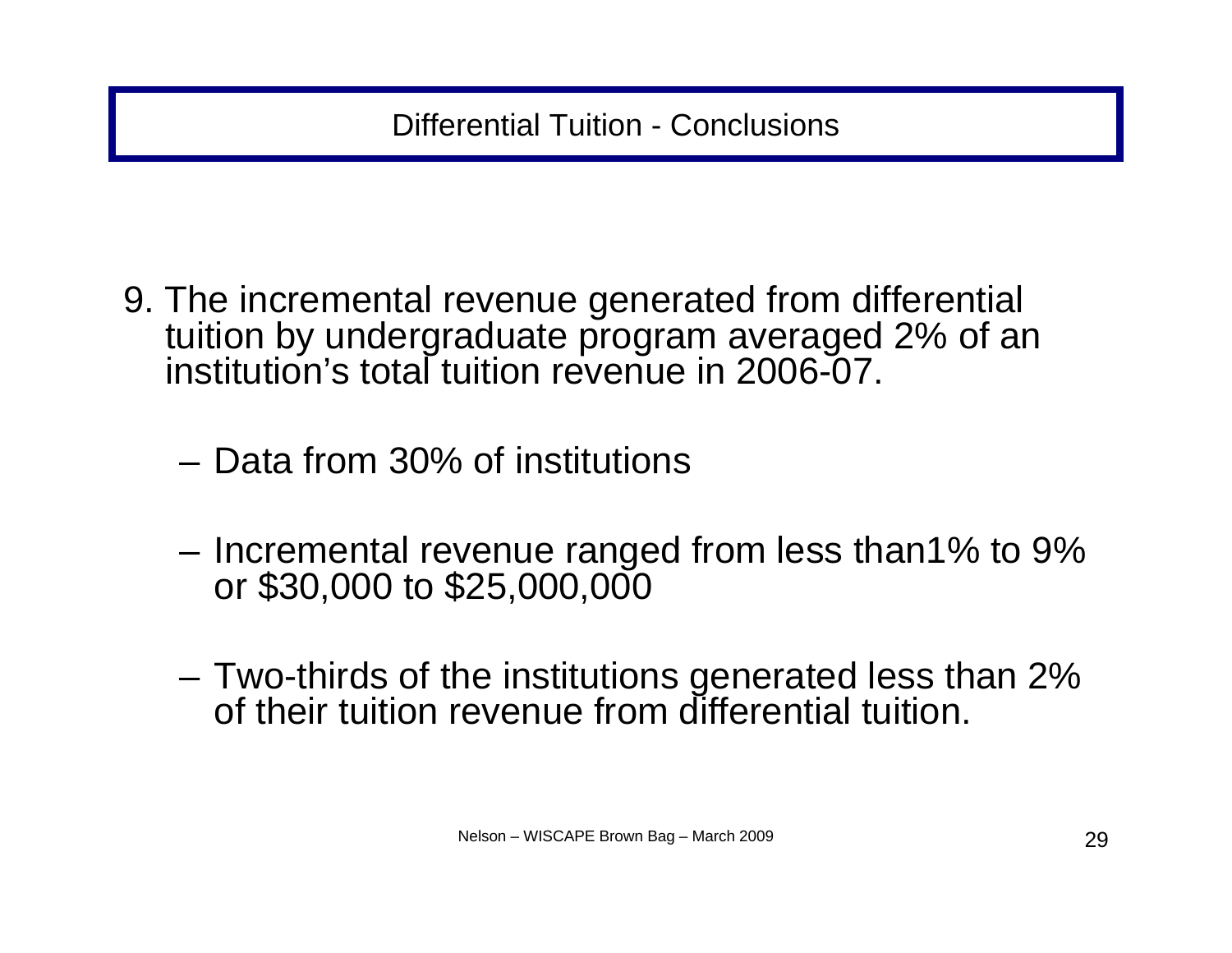# Differential Tuition - Conclusions

9. The incremental revenue generated from differential tuition by undergraduate program averaged 2% of an institution's total tuition revenue in 2006-07.

   – Data from 30% of institutions

   – Incremental revenue ranged from less than1% to 9% or $30,000 to $25,000,000

   – Two-thirds of the institutions generated less than 2% of their tuition revenue from differential tuition.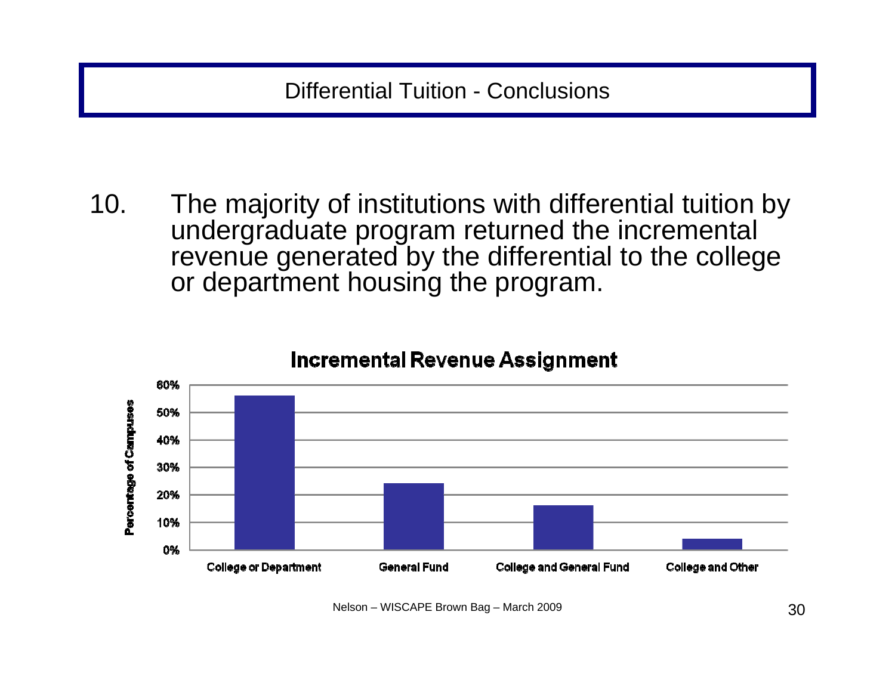# Differential Tuition - Conclusions

10. The majority of institutions with differential tuition by undergraduate program returned the incremental revenue generated by the differential to the college or department housing the program.

**Incremental Revenue Assignment**

Percentage of Campuses

60%
50%
40%
30%
20%
10%
0%

College or Department | General Fund | College and General Fund | College and Other

Nelson – WISCAPE Brown Bag – March 2009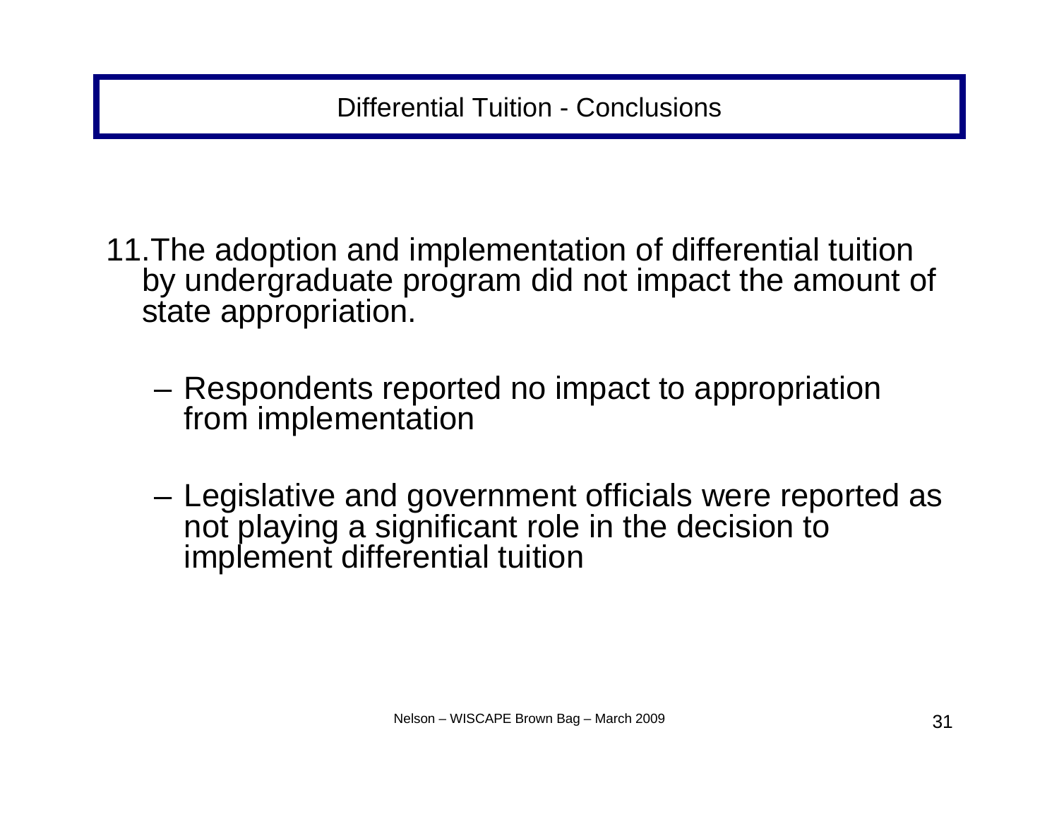# Differential Tuition - Conclusions

11. The adoption and implementation of differential tuition by undergraduate program did not impact the amount of state appropriation.

    – Respondents reported no impact to appropriation from implementation

    – Legislative and government officials were reported as not playing a significant role in the decision to implement differential tuition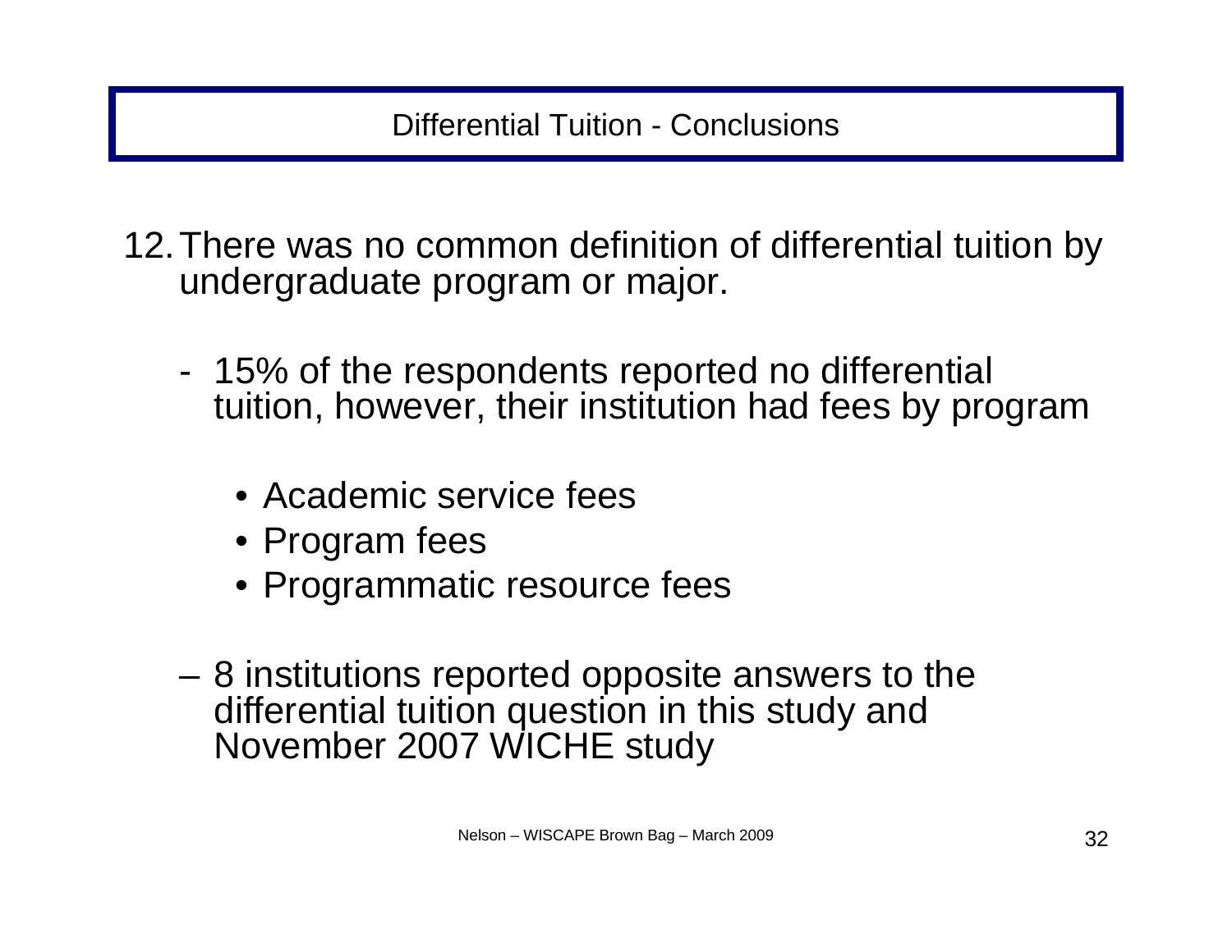# Differential Tuition - Conclusions

12. There was no common definition of differential tuition by undergraduate program or major.

    - 15% of the respondents reported no differential tuition, however, their institution had fees by program

        - Academic service fees
        - Program fees
        - Programmatic resource fees

    - 8 institutions reported opposite answers to the differential tuition question in this study and November 2007 WICHE study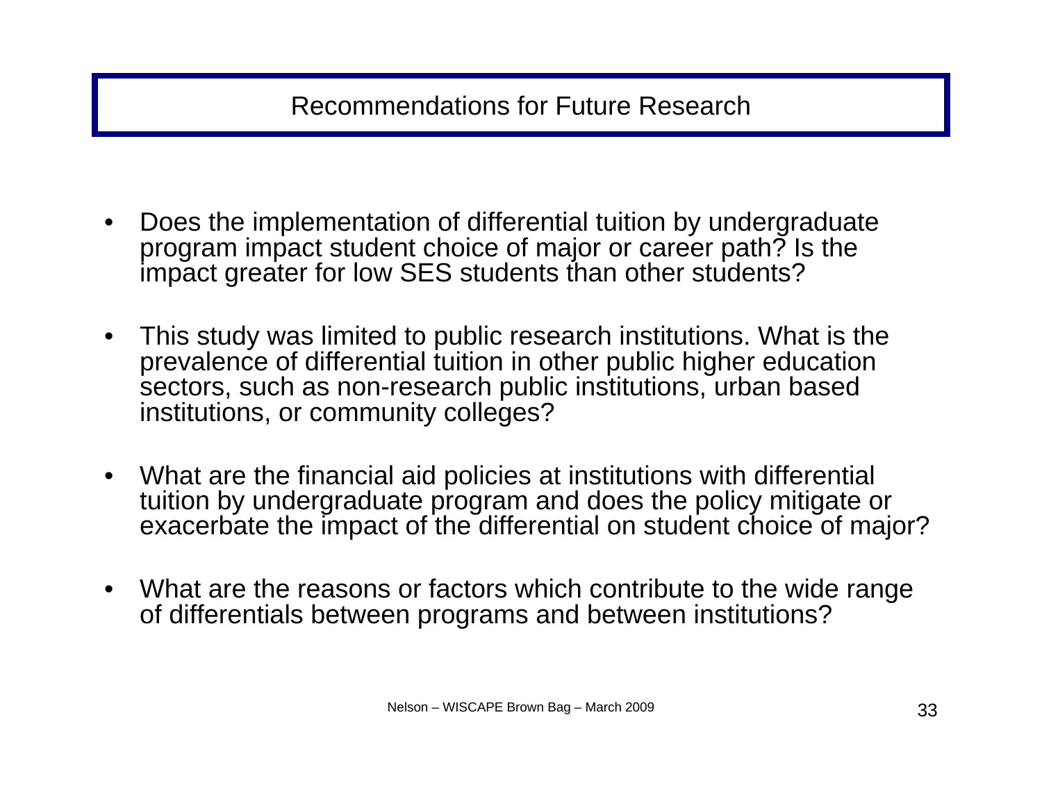# Recommendations for Future Research

- Does the implementation of differential tuition by undergraduate program impact student choice of major or career path? Is the impact greater for low SES students than other students?
- This study was limited to public research institutions. What is the prevalence of differential tuition in other public higher education sectors, such as non-research public institutions, urban based institutions, or community colleges?
- What are the financial aid policies at institutions with differential tuition by undergraduate program and does the policy mitigate or exacerbate the impact of the differential on student choice of major?
- What are the reasons or factors which contribute to the wide range of differentials between programs and between institutions?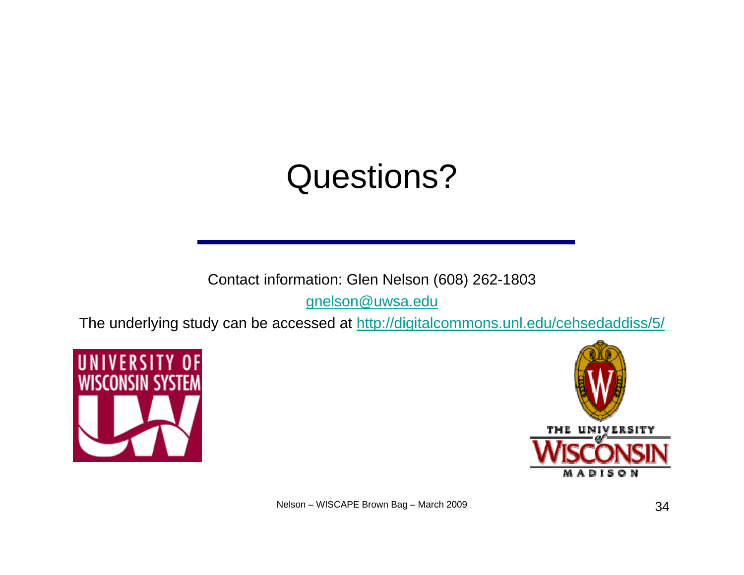# Questions?

Contact information: Glen Nelson (608) 262-1803

gnelson@uwsa.edu

The underlying study can be accessed at http://digitalcommons.unl.edu/cehsedaddiss/5/

Nelson – WISCAPE Brown Bag – March 2009